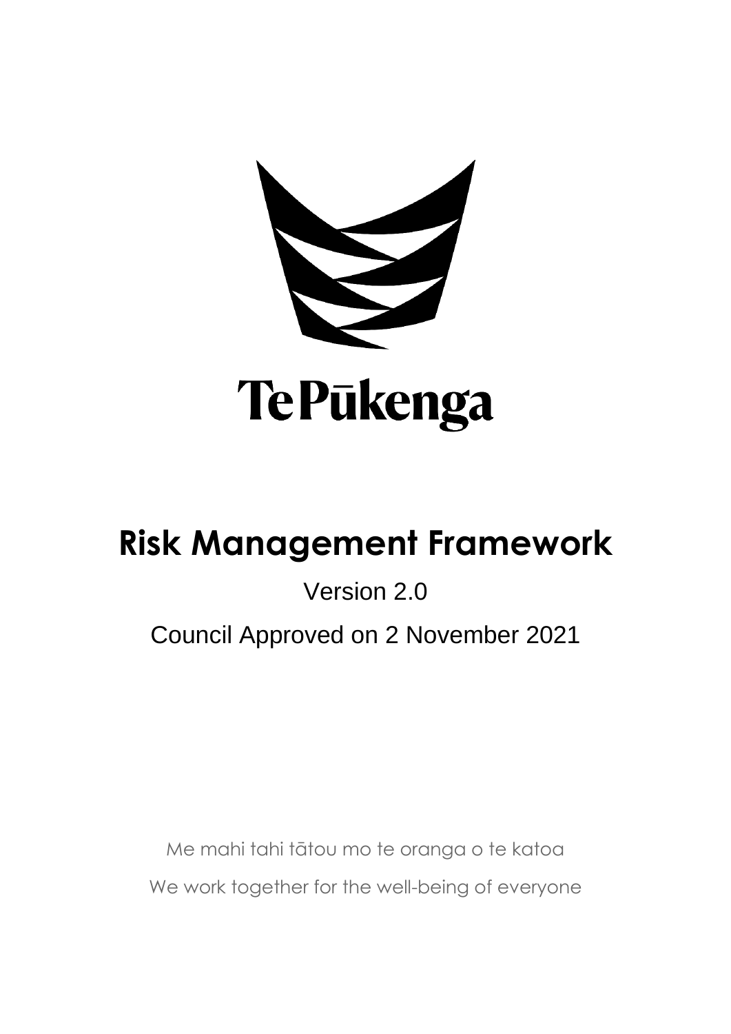Te Pūkenga

# Risk Management Framework

Version 2.0

Council Approved on 2 November 2021

Me mahi tahi tātou mo te oranga o te katoa

We work together for the well-being of everyone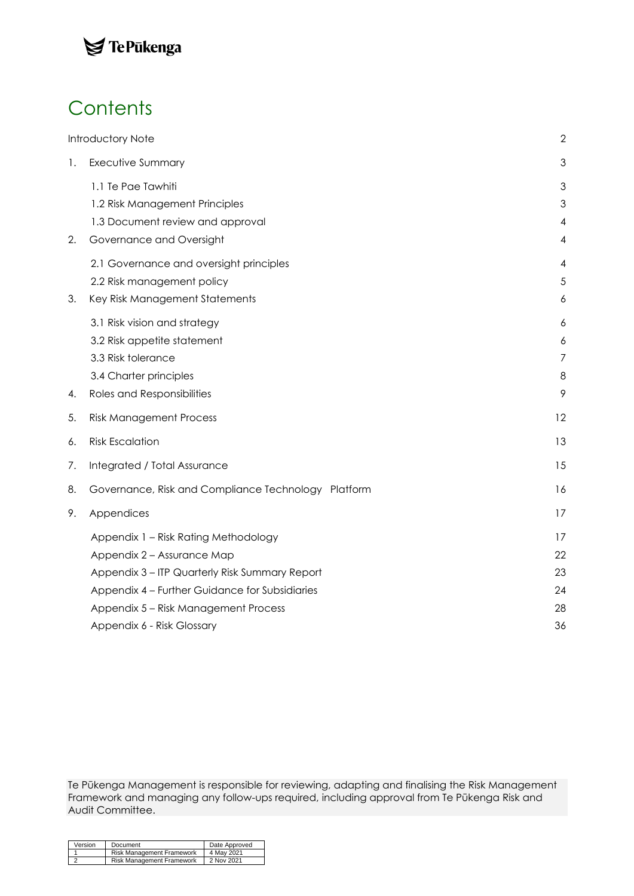Te Pūkenga

# Contents

| | | |
|---|---|---|
| Introductory Note | | 2 |
| 1. | Executive Summary | 3 |
| | 1.1 Te Pae Tawhiti | 3 |
| | 1.2 Risk Management Principles | 3 |
| | 1.3 Document review and approval | 4 |
| 2. | Governance and Oversight | 4 |
| | 2.1 Governance and oversight principles | 4 |
| | 2.2 Risk management policy | 5 |
| 3. | Key Risk Management Statements | 6 |
| | 3.1 Risk vision and strategy | 6 |
| | 3.2 Risk appetite statement | 6 |
| | 3.3 Risk tolerance | 7 |
| | 3.4 Charter principles | 8 |
| 4. | Roles and Responsibilities | 9 |
| 5. | Risk Management Process | 12 |
| 6. | Risk Escalation | 13 |
| 7. | Integrated / Total Assurance | 15 |
| 8. | Governance, Risk and Compliance Technology Platform | 16 |
| 9. | Appendices | 17 |
| | Appendix 1 – Risk Rating Methodology | 17 |
| | Appendix 2 – Assurance Map | 22 |
| | Appendix 3 – ITP Quarterly Risk Summary Report | 23 |
| | Appendix 4 – Further Guidance for Subsidiaries | 24 |
| | Appendix 5 – Risk Management Process | 28 |
| | Appendix 6 - Risk Glossary | 36 |

Te Pūkenga Management is responsible for reviewing, adapting and finalising the Risk Management Framework and managing any follow-ups required, including approval from Te Pūkenga Risk and Audit Committee.

| Version | Document | Date Approved |
|---|---|---|
| 1 | Risk Management Framework | 4 May 2021 |
| 2 | Risk Management Framework | 2 Nov 2021 |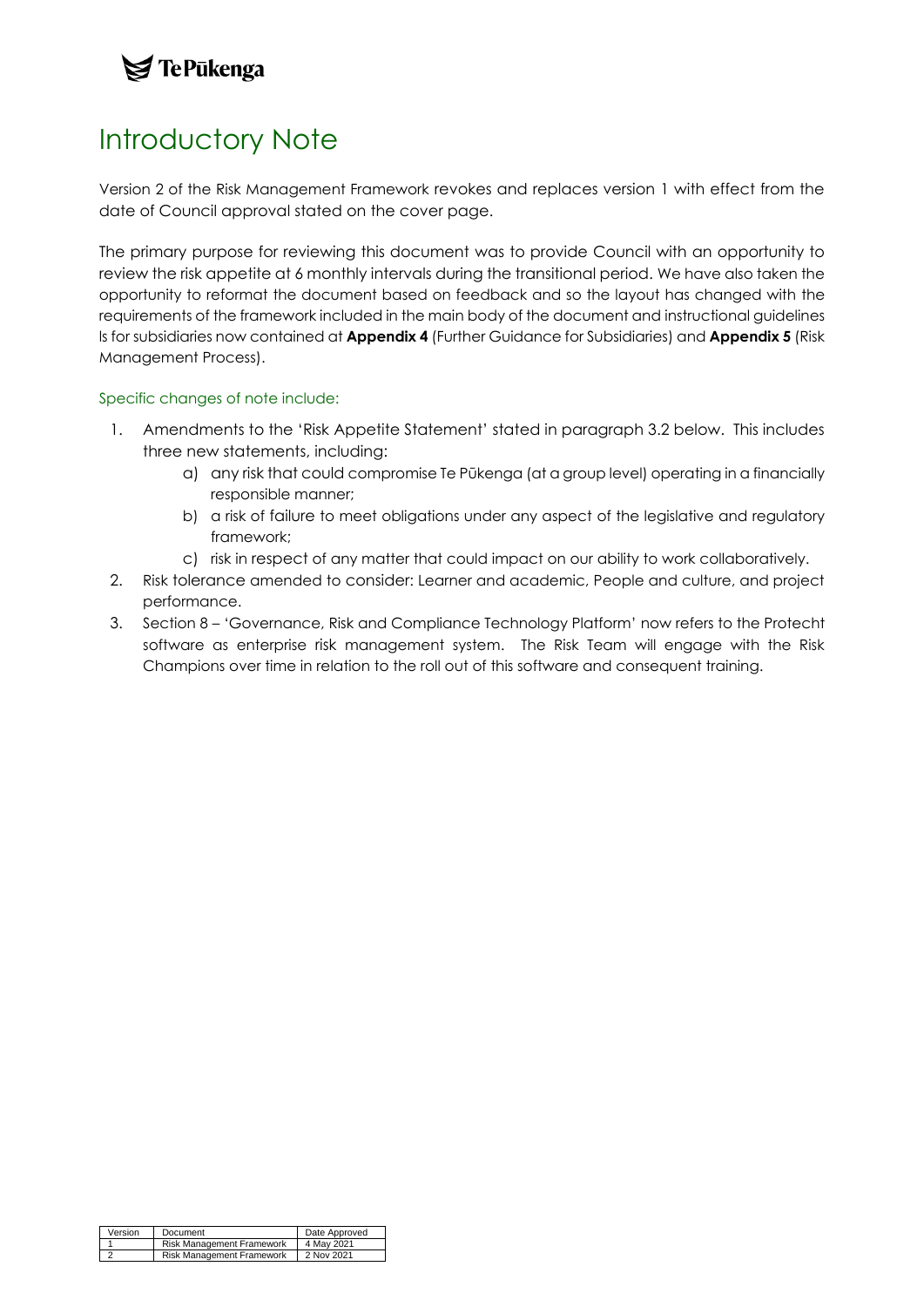# Introductory Note

Version 2 of the Risk Management Framework revokes and replaces version 1 with effect from the date of Council approval stated on the cover page.

The primary purpose for reviewing this document was to provide Council with an opportunity to review the risk appetite at 6 monthly intervals during the transitional period. We have also taken the opportunity to reformat the document based on feedback and so the layout has changed with the requirements of the framework included in the main body of the document and instructional guidelines ls for subsidiaries now contained at **Appendix 4** (Further Guidance for Subsidiaries) and **Appendix 5** (Risk Management Process).

### Specific changes of note include:

1. Amendments to the 'Risk Appetite Statement' stated in paragraph 3.2 below. This includes three new statements, including:
   a) any risk that could compromise Te Pūkenga (at a group level) operating in a financially responsible manner;
   b) a risk of failure to meet obligations under any aspect of the legislative and regulatory framework;
   c) risk in respect of any matter that could impact on our ability to work collaboratively.
2. Risk tolerance amended to consider: Learner and academic, People and culture, and project performance.
3. Section 8 – 'Governance, Risk and Compliance Technology Platform' now refers to the Protecht software as enterprise risk management system. The Risk Team will engage with the Risk Champions over time in relation to the roll out of this software and consequent training.

| Version | Document | Date Approved |
|---|---|---|
| 1 | Risk Management Framework | 4 May 2021 |
| 2 | Risk Management Framework | 2 Nov 2021 |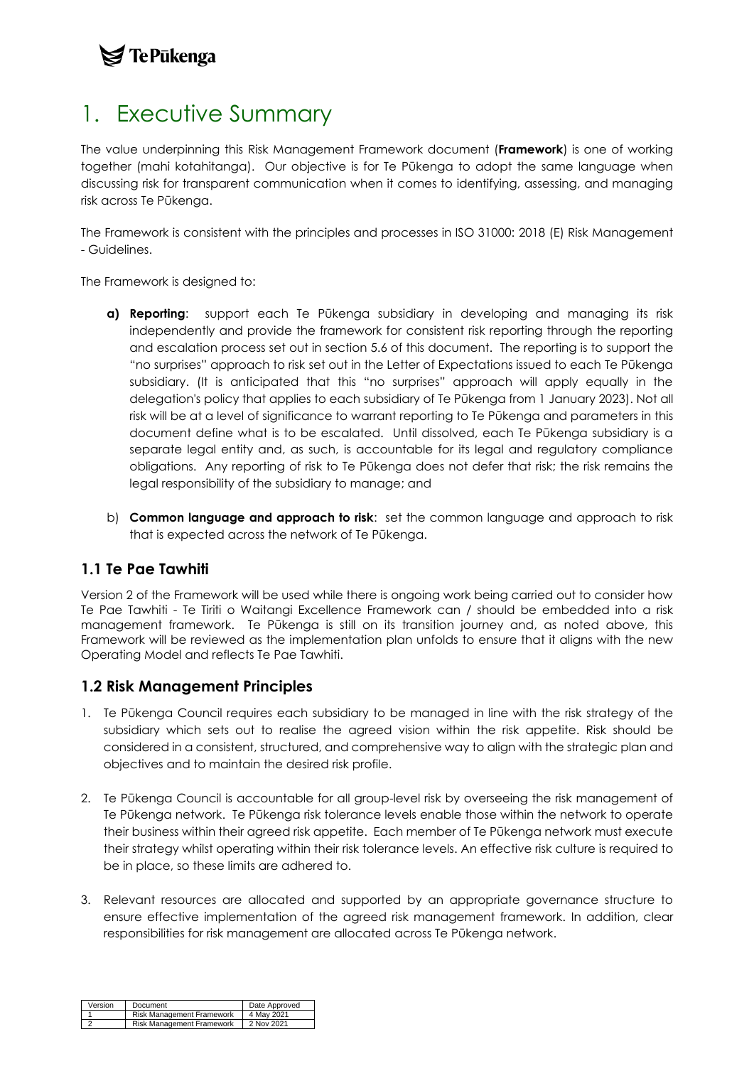# 1. Executive Summary

The value underpinning this Risk Management Framework document (**Framework**) is one of working together (mahi kotahitanga). Our objective is for Te Pūkenga to adopt the same language when discussing risk for transparent communication when it comes to identifying, assessing, and managing risk across Te Pūkenga.

The Framework is consistent with the principles and processes in ISO 31000: 2018 (E) Risk Management - Guidelines.

The Framework is designed to:

**a) Reporting**: support each Te Pūkenga subsidiary in developing and managing its risk independently and provide the framework for consistent risk reporting through the reporting and escalation process set out in section 5.6 of this document. The reporting is to support the "no surprises" approach to risk set out in the Letter of Expectations issued to each Te Pūkenga subsidiary. (It is anticipated that this "no surprises" approach will apply equally in the delegation's policy that applies to each subsidiary of Te Pūkenga from 1 January 2023). Not all risk will be at a level of significance to warrant reporting to Te Pūkenga and parameters in this document define what is to be escalated. Until dissolved, each Te Pūkenga subsidiary is a separate legal entity and, as such, is accountable for its legal and regulatory compliance obligations. Any reporting of risk to Te Pūkenga does not defer that risk; the risk remains the legal responsibility of the subsidiary to manage; and

b) **Common language and approach to risk**: set the common language and approach to risk that is expected across the network of Te Pūkenga.

## 1.1 Te Pae Tawhiti

Version 2 of the Framework will be used while there is ongoing work being carried out to consider how Te Pae Tawhiti - Te Tiriti o Waitangi Excellence Framework can / should be embedded into a risk management framework. Te Pūkenga is still on its transition journey and, as noted above, this Framework will be reviewed as the implementation plan unfolds to ensure that it aligns with the new Operating Model and reflects Te Pae Tawhiti.

## 1.2 Risk Management Principles

1. Te Pūkenga Council requires each subsidiary to be managed in line with the risk strategy of the subsidiary which sets out to realise the agreed vision within the risk appetite. Risk should be considered in a consistent, structured, and comprehensive way to align with the strategic plan and objectives and to maintain the desired risk profile.

2. Te Pūkenga Council is accountable for all group-level risk by overseeing the risk management of Te Pūkenga network. Te Pūkenga risk tolerance levels enable those within the network to operate their business within their agreed risk appetite. Each member of Te Pūkenga network must execute their strategy whilst operating within their risk tolerance levels. An effective risk culture is required to be in place, so these limits are adhered to.

3. Relevant resources are allocated and supported by an appropriate governance structure to ensure effective implementation of the agreed risk management framework. In addition, clear responsibilities for risk management are allocated across Te Pūkenga network.

| Version | Document | Date Approved |
|---|---|---|
| 1 | Risk Management Framework | 4 May 2021 |
| 2 | Risk Management Framework | 2 Nov 2021 |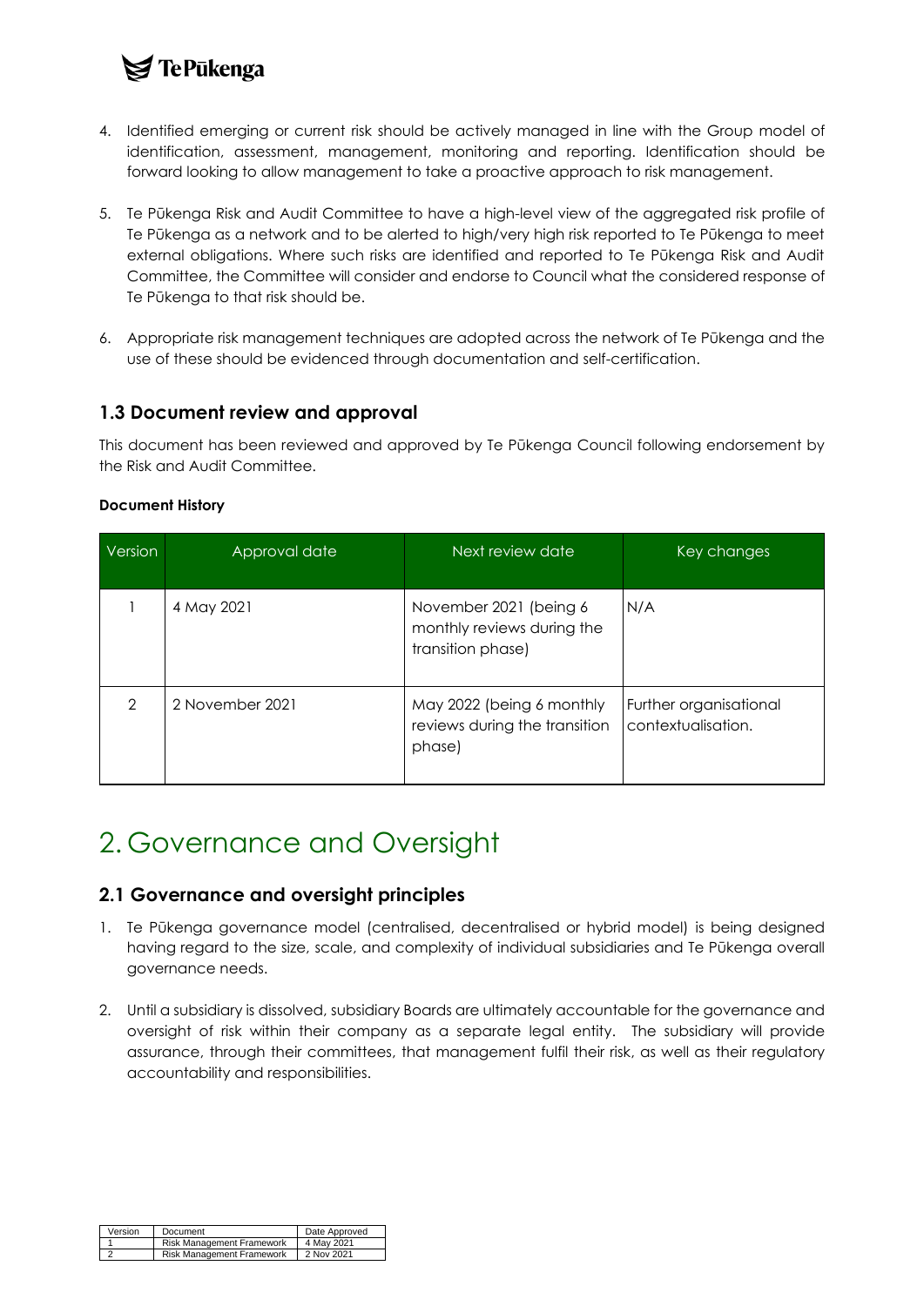4. Identified emerging or current risk should be actively managed in line with the Group model of identification, assessment, management, monitoring and reporting. Identification should be forward looking to allow management to take a proactive approach to risk management.

5. Te Pūkenga Risk and Audit Committee to have a high-level view of the aggregated risk profile of Te Pūkenga as a network and to be alerted to high/very high risk reported to Te Pūkenga to meet external obligations. Where such risks are identified and reported to Te Pūkenga Risk and Audit Committee, the Committee will consider and endorse to Council what the considered response of Te Pūkenga to that risk should be.

6. Appropriate risk management techniques are adopted across the network of Te Pūkenga and the use of these should be evidenced through documentation and self-certification.

### 1.3 Document review and approval

This document has been reviewed and approved by Te Pūkenga Council following endorsement by the Risk and Audit Committee.

**Document History**

| Version | Approval date | Next review date | Key changes |
|---|---|---|---|
| 1 | 4 May 2021 | November 2021 (being 6 monthly reviews during the transition phase) | N/A |
| 2 | 2 November 2021 | May 2022 (being 6 monthly reviews during the transition phase) | Further organisational contextualisation. |

# 2. Governance and Oversight

### 2.1 Governance and oversight principles

1. Te Pūkenga governance model (centralised, decentralised or hybrid model) is being designed having regard to the size, scale, and complexity of individual subsidiaries and Te Pūkenga overall governance needs.

2. Until a subsidiary is dissolved, subsidiary Boards are ultimately accountable for the governance and oversight of risk within their company as a separate legal entity. The subsidiary will provide assurance, through their committees, that management fulfil their risk, as well as their regulatory accountability and responsibilities.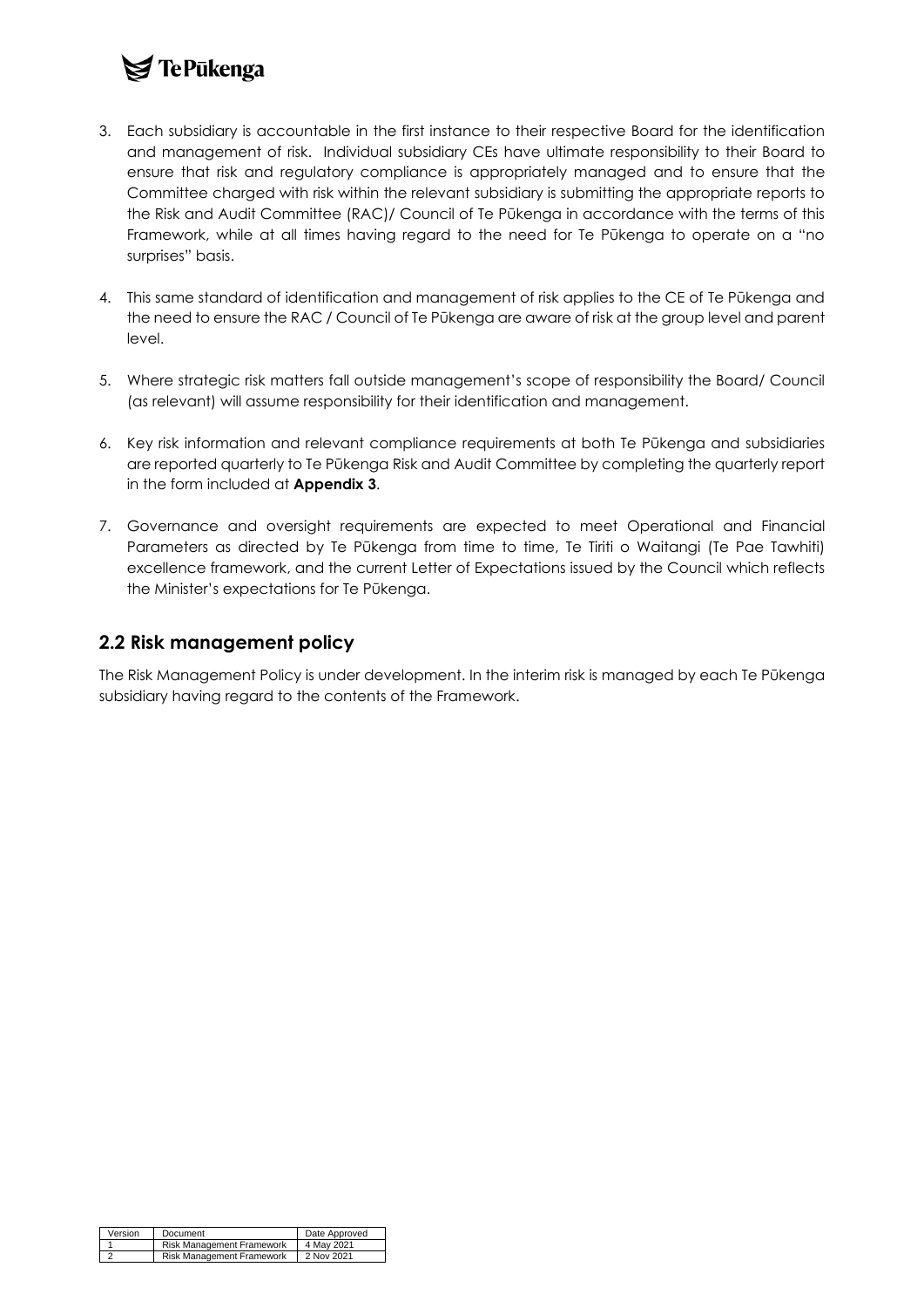3. Each subsidiary is accountable in the first instance to their respective Board for the identification and management of risk. Individual subsidiary CEs have ultimate responsibility to their Board to ensure that risk and regulatory compliance is appropriately managed and to ensure that the Committee charged with risk within the relevant subsidiary is submitting the appropriate reports to the Risk and Audit Committee (RAC)/ Council of Te Pūkenga in accordance with the terms of this Framework, while at all times having regard to the need for Te Pūkenga to operate on a "no surprises" basis.

4. This same standard of identification and management of risk applies to the CE of Te Pūkenga and the need to ensure the RAC / Council of Te Pūkenga are aware of risk at the group level and parent level.

5. Where strategic risk matters fall outside management's scope of responsibility the Board/ Council (as relevant) will assume responsibility for their identification and management.

6. Key risk information and relevant compliance requirements at both Te Pūkenga and subsidiaries are reported quarterly to Te Pūkenga Risk and Audit Committee by completing the quarterly report in the form included at **Appendix 3**.

7. Governance and oversight requirements are expected to meet Operational and Financial Parameters as directed by Te Pūkenga from time to time, Te Tiriti o Waitangi (Te Pae Tawhiti) excellence framework, and the current Letter of Expectations issued by the Council which reflects the Minister's expectations for Te Pūkenga.

## 2.2 Risk management policy

The Risk Management Policy is under development. In the interim risk is managed by each Te Pūkenga subsidiary having regard to the contents of the Framework.

| Version | Document | Date Approved |
|---|---|---|
| 1 | Risk Management Framework | 4 May 2021 |
| 2 | Risk Management Framework | 2 Nov 2021 |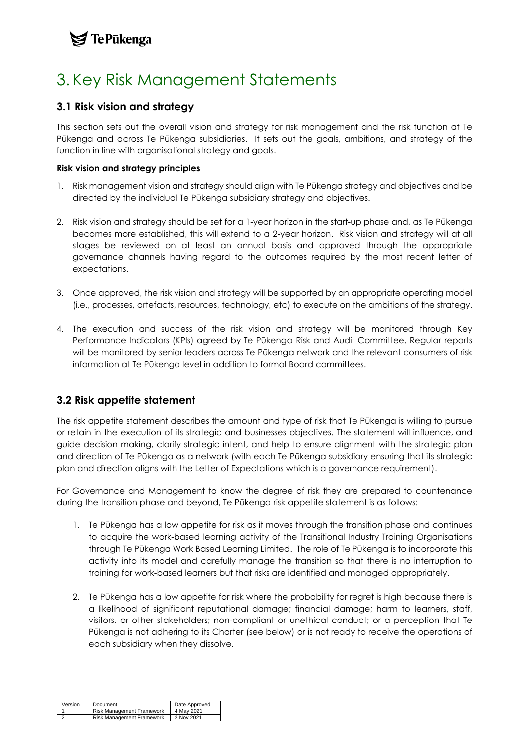# 3. Key Risk Management Statements

## 3.1 Risk vision and strategy

This section sets out the overall vision and strategy for risk management and the risk function at Te Pūkenga and across Te Pūkenga subsidiaries. It sets out the goals, ambitions, and strategy of the function in line with organisational strategy and goals.

**Risk vision and strategy principles**

1. Risk management vision and strategy should align with Te Pūkenga strategy and objectives and be directed by the individual Te Pūkenga subsidiary strategy and objectives.

2. Risk vision and strategy should be set for a 1-year horizon in the start-up phase and, as Te Pūkenga becomes more established, this will extend to a 2-year horizon. Risk vision and strategy will at all stages be reviewed on at least an annual basis and approved through the appropriate governance channels having regard to the outcomes required by the most recent letter of expectations.

3. Once approved, the risk vision and strategy will be supported by an appropriate operating model (i.e., processes, artefacts, resources, technology, etc) to execute on the ambitions of the strategy.

4. The execution and success of the risk vision and strategy will be monitored through Key Performance Indicators (KPIs) agreed by Te Pūkenga Risk and Audit Committee. Regular reports will be monitored by senior leaders across Te Pūkenga network and the relevant consumers of risk information at Te Pūkenga level in addition to formal Board committees.

## 3.2 Risk appetite statement

The risk appetite statement describes the amount and type of risk that Te Pūkenga is willing to pursue or retain in the execution of its strategic and businesses objectives. The statement will influence, and guide decision making, clarify strategic intent, and help to ensure alignment with the strategic plan and direction of Te Pūkenga as a network (with each Te Pūkenga subsidiary ensuring that its strategic plan and direction aligns with the Letter of Expectations which is a governance requirement).

For Governance and Management to know the degree of risk they are prepared to countenance during the transition phase and beyond, Te Pūkenga risk appetite statement is as follows:

1. Te Pūkenga has a low appetite for risk as it moves through the transition phase and continues to acquire the work-based learning activity of the Transitional Industry Training Organisations through Te Pūkenga Work Based Learning Limited. The role of Te Pūkenga is to incorporate this activity into its model and carefully manage the transition so that there is no interruption to training for work-based learners but that risks are identified and managed appropriately.

2. Te Pūkenga has a low appetite for risk where the probability for regret is high because there is a likelihood of significant reputational damage; financial damage; harm to learners, staff, visitors, or other stakeholders; non-compliant or unethical conduct; or a perception that Te Pūkenga is not adhering to its Charter (see below) or is not ready to receive the operations of each subsidiary when they dissolve.

| Version | Document | Date Approved |
|---|---|---|
| 1 | Risk Management Framework | 4 May 2021 |
| 2 | Risk Management Framework | 2 Nov 2021 |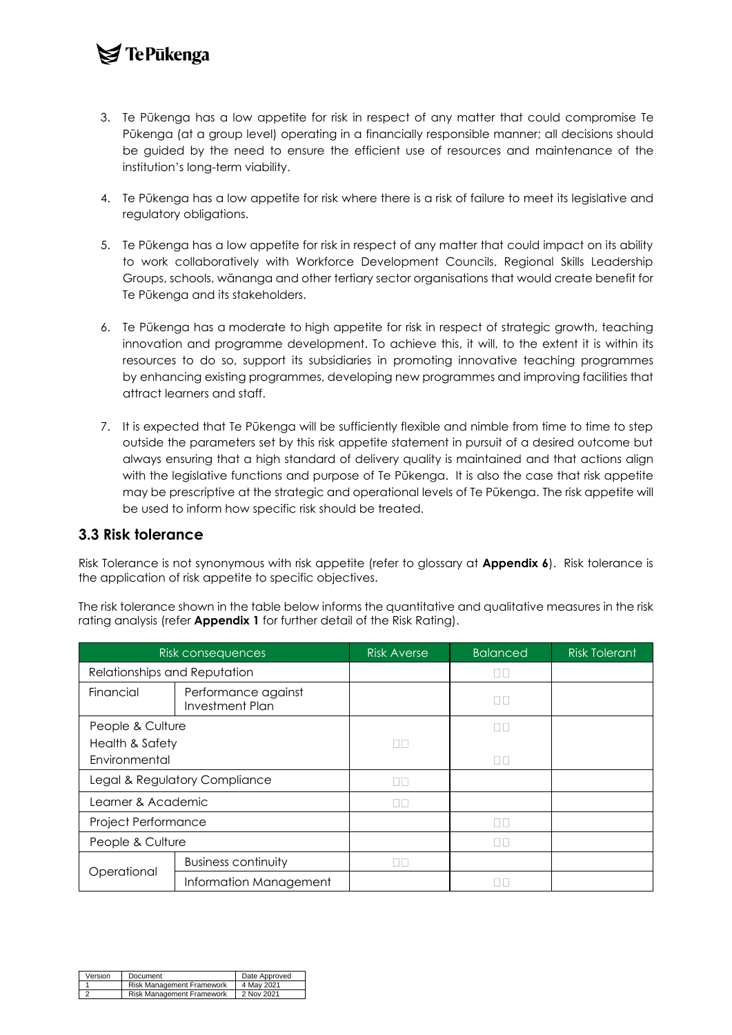3. Te Pūkenga has a low appetite for risk in respect of any matter that could compromise Te Pūkenga (at a group level) operating in a financially responsible manner; all decisions should be guided by the need to ensure the efficient use of resources and maintenance of the institution's long-term viability.

4. Te Pūkenga has a low appetite for risk where there is a risk of failure to meet its legislative and regulatory obligations.

5. Te Pūkenga has a low appetite for risk in respect of any matter that could impact on its ability to work collaboratively with Workforce Development Councils, Regional Skills Leadership Groups, schools, wānanga and other tertiary sector organisations that would create benefit for Te Pūkenga and its stakeholders.

6. Te Pūkenga has a moderate to high appetite for risk in respect of strategic growth, teaching innovation and programme development. To achieve this, it will, to the extent it is within its resources to do so, support its subsidiaries in promoting innovative teaching programmes by enhancing existing programmes, developing new programmes and improving facilities that attract learners and staff.

7. It is expected that Te Pūkenga will be sufficiently flexible and nimble from time to time to step outside the parameters set by this risk appetite statement in pursuit of a desired outcome but always ensuring that a high standard of delivery quality is maintained and that actions align with the legislative functions and purpose of Te Pūkenga. It is also the case that risk appetite may be prescriptive at the strategic and operational levels of Te Pūkenga. The risk appetite will be used to inform how specific risk should be treated.

## 3.3 Risk tolerance

Risk Tolerance is not synonymous with risk appetite (refer to glossary at **Appendix 6**). Risk tolerance is the application of risk appetite to specific objectives.

The risk tolerance shown in the table below informs the quantitative and qualitative measures in the risk rating analysis (refer **Appendix 1** for further detail of the Risk Rating).

| Risk consequences | | Risk Averse | Balanced | Risk Tolerant |
|---|---|---|---|---|
| Relationships and Reputation | | | □□ | |
| Financial | Performance against Investment Plan | | □□ | |
| People & Culture | | | □□ | |
| Health & Safety | | □□ | | |
| Environmental | | | □□ | |
| Legal & Regulatory Compliance | | □□ | | |
| Learner & Academic | | □□ | | |
| Project Performance | | | □□ | |
| People & Culture | | | □□ | |
| Operational | Business continuity | □□ | | |
| | Information Management | | □□ | |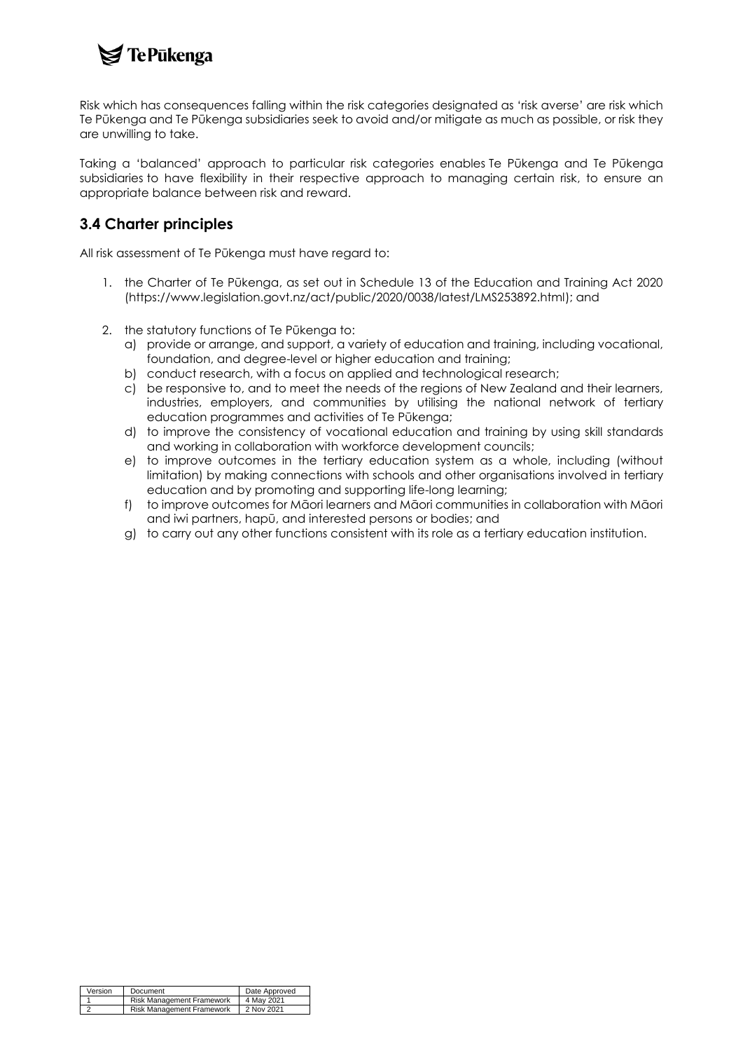Risk which has consequences falling within the risk categories designated as 'risk averse' are risk which Te Pūkenga and Te Pūkenga subsidiaries seek to avoid and/or mitigate as much as possible, or risk they are unwilling to take.

Taking a 'balanced' approach to particular risk categories enables Te Pūkenga and Te Pūkenga subsidiaries to have flexibility in their respective approach to managing certain risk, to ensure an appropriate balance between risk and reward.

## 3.4 Charter principles

All risk assessment of Te Pūkenga must have regard to:

1. the Charter of Te Pūkenga, as set out in Schedule 13 of the Education and Training Act 2020 (https://www.legislation.govt.nz/act/public/2020/0038/latest/LMS253892.html); and

2. the statutory functions of Te Pūkenga to:
   a) provide or arrange, and support, a variety of education and training, including vocational, foundation, and degree-level or higher education and training;
   b) conduct research, with a focus on applied and technological research;
   c) be responsive to, and to meet the needs of the regions of New Zealand and their learners, industries, employers, and communities by utilising the national network of tertiary education programmes and activities of Te Pūkenga;
   d) to improve the consistency of vocational education and training by using skill standards and working in collaboration with workforce development councils;
   e) to improve outcomes in the tertiary education system as a whole, including (without limitation) by making connections with schools and other organisations involved in tertiary education and by promoting and supporting life-long learning;
   f) to improve outcomes for Māori learners and Māori communities in collaboration with Māori and iwi partners, hapū, and interested persons or bodies; and
   g) to carry out any other functions consistent with its role as a tertiary education institution.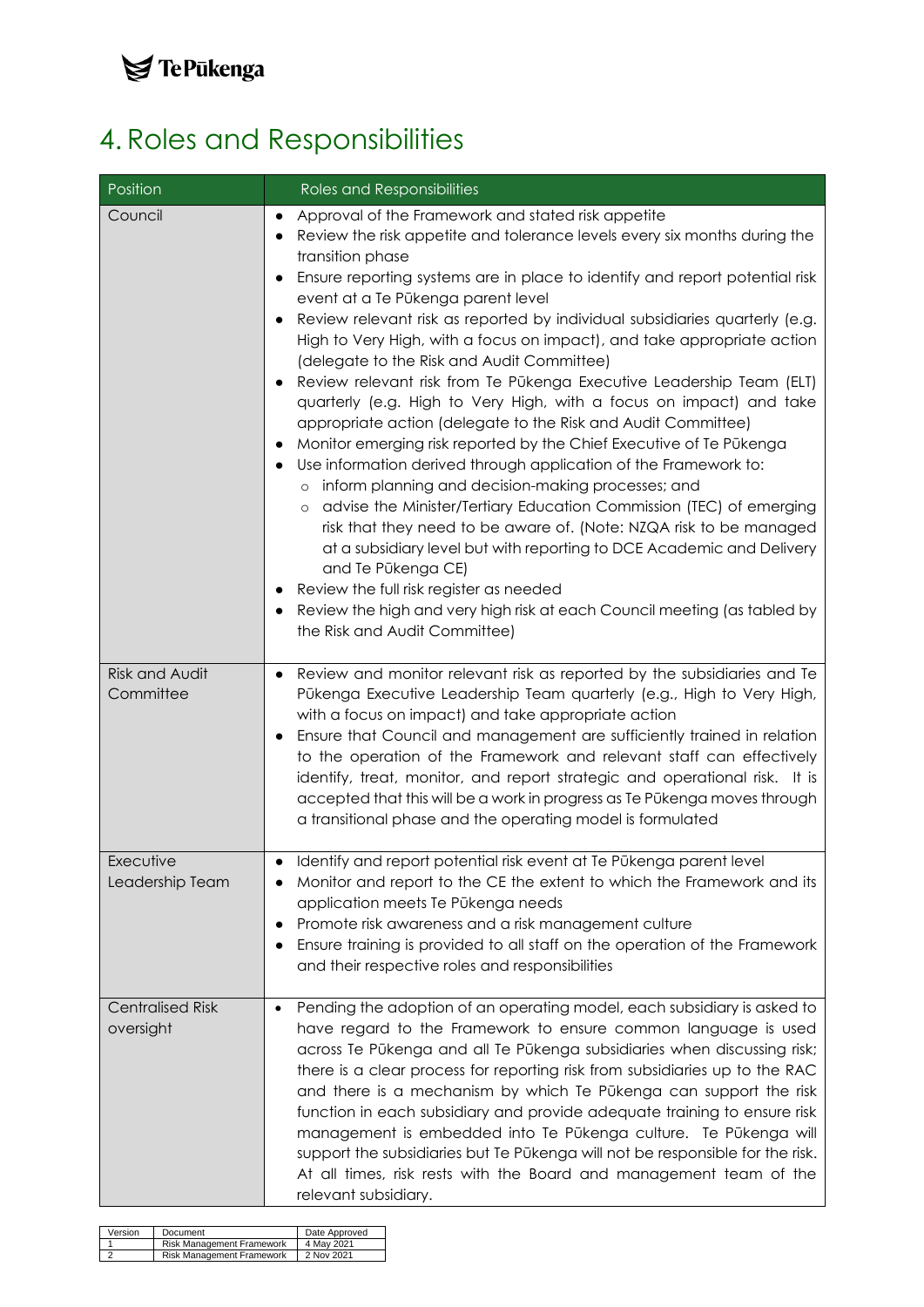# 4. Roles and Responsibilities

| Position | Roles and Responsibilities |
|---|---|
| Council | • Approval of the Framework and stated risk appetite<br>• Review the risk appetite and tolerance levels every six months during the transition phase<br>• Ensure reporting systems are in place to identify and report potential risk event at a Te Pūkenga parent level<br>• Review relevant risk as reported by individual subsidiaries quarterly (e.g. High to Very High, with a focus on impact), and take appropriate action (delegate to the Risk and Audit Committee)<br>• Review relevant risk from Te Pūkenga Executive Leadership Team (ELT) quarterly (e.g. High to Very High, with a focus on impact) and take appropriate action (delegate to the Risk and Audit Committee)<br>• Monitor emerging risk reported by the Chief Executive of Te Pūkenga<br>• Use information derived through application of the Framework to:<br>&nbsp;&nbsp;○ inform planning and decision-making processes; and<br>&nbsp;&nbsp;○ advise the Minister/Tertiary Education Commission (TEC) of emerging risk that they need to be aware of. (Note: NZQA risk to be managed at a subsidiary level but with reporting to DCE Academic and Delivery and Te Pūkenga CE)<br>• Review the full risk register as needed<br>• Review the high and very high risk at each Council meeting (as tabled by the Risk and Audit Committee) |
| Risk and Audit Committee | • Review and monitor relevant risk as reported by the subsidiaries and Te Pūkenga Executive Leadership Team quarterly (e.g., High to Very High, with a focus on impact) and take appropriate action<br>• Ensure that Council and management are sufficiently trained in relation to the operation of the Framework and relevant staff can effectively identify, treat, monitor, and report strategic and operational risk. It is accepted that this will be a work in progress as Te Pūkenga moves through a transitional phase and the operating model is formulated |
| Executive Leadership Team | • Identify and report potential risk event at Te Pūkenga parent level<br>• Monitor and report to the CE the extent to which the Framework and its application meets Te Pūkenga needs<br>• Promote risk awareness and a risk management culture<br>• Ensure training is provided to all staff on the operation of the Framework and their respective roles and responsibilities |
| Centralised Risk oversight | • Pending the adoption of an operating model, each subsidiary is asked to have regard to the Framework to ensure common language is used across Te Pūkenga and all Te Pūkenga subsidiaries when discussing risk; there is a clear process for reporting risk from subsidiaries up to the RAC and there is a mechanism by which Te Pūkenga can support the risk function in each subsidiary and provide adequate training to ensure risk management is embedded into Te Pūkenga culture. Te Pūkenga will support the subsidiaries but Te Pūkenga will not be responsible for the risk. At all times, risk rests with the Board and management team of the relevant subsidiary. |

| Version | Document | Date Approved |
|---|---|---|
| 1 | Risk Management Framework | 4 May 2021 |
| 2 | Risk Management Framework | 2 Nov 2021 |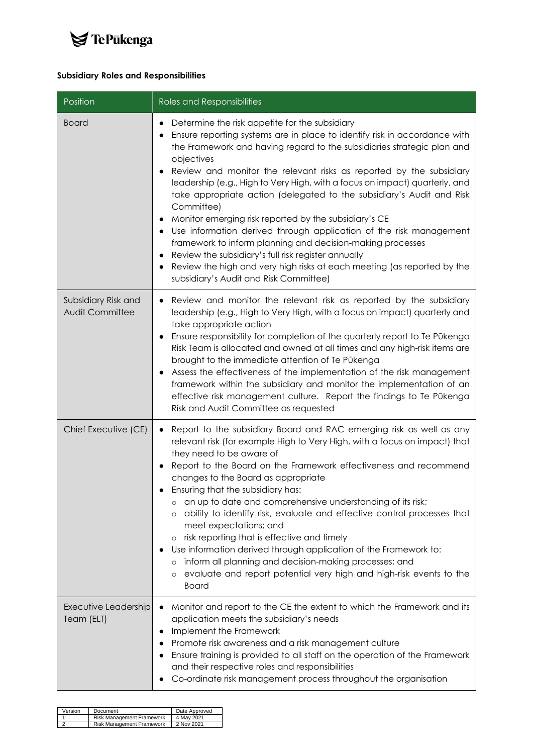**Subsidiary Roles and Responsibilities**

| Position | Roles and Responsibilities |
|---|---|
| Board | • Determine the risk appetite for the subsidiary<br>• Ensure reporting systems are in place to identify risk in accordance with the Framework and having regard to the subsidiaries strategic plan and objectives<br>• Review and monitor the relevant risks as reported by the subsidiary leadership (e.g., High to Very High, with a focus on impact) quarterly, and take appropriate action (delegated to the subsidiary's Audit and Risk Committee)<br>• Monitor emerging risk reported by the subsidiary's CE<br>• Use information derived through application of the risk management framework to inform planning and decision-making processes<br>• Review the subsidiary's full risk register annually<br>• Review the high and very high risks at each meeting (as reported by the subsidiary's Audit and Risk Committee) |
| Subsidiary Risk and Audit Committee | • Review and monitor the relevant risk as reported by the subsidiary leadership (e.g., High to Very High, with a focus on impact) quarterly and take appropriate action<br>• Ensure responsibility for completion of the quarterly report to Te Pūkenga Risk Team is allocated and owned at all times and any high-risk items are brought to the immediate attention of Te Pūkenga<br>• Assess the effectiveness of the implementation of the risk management framework within the subsidiary and monitor the implementation of an effective risk management culture. Report the findings to Te Pūkenga Risk and Audit Committee as requested |
| Chief Executive (CE) | • Report to the subsidiary Board and RAC emerging risk as well as any relevant risk (for example High to Very High, with a focus on impact) that they need to be aware of<br>• Report to the Board on the Framework effectiveness and recommend changes to the Board as appropriate<br>• Ensuring that the subsidiary has:<br>  ○ an up to date and comprehensive understanding of its risk;<br>  ○ ability to identify risk, evaluate and effective control processes that meet expectations; and<br>  ○ risk reporting that is effective and timely<br>• Use information derived through application of the Framework to:<br>  ○ inform all planning and decision-making processes; and<br>  ○ evaluate and report potential very high and high-risk events to the Board |
| Executive Leadership Team (ELT) | • Monitor and report to the CE the extent to which the Framework and its application meets the subsidiary's needs<br>• Implement the Framework<br>• Promote risk awareness and a risk management culture<br>• Ensure training is provided to all staff on the operation of the Framework and their respective roles and responsibilities<br>• Co-ordinate risk management process throughout the organisation |

| Version | Document | Date Approved |
|---|---|---|
| 1 | Risk Management Framework | 4 May 2021 |
| 2 | Risk Management Framework | 2 Nov 2021 |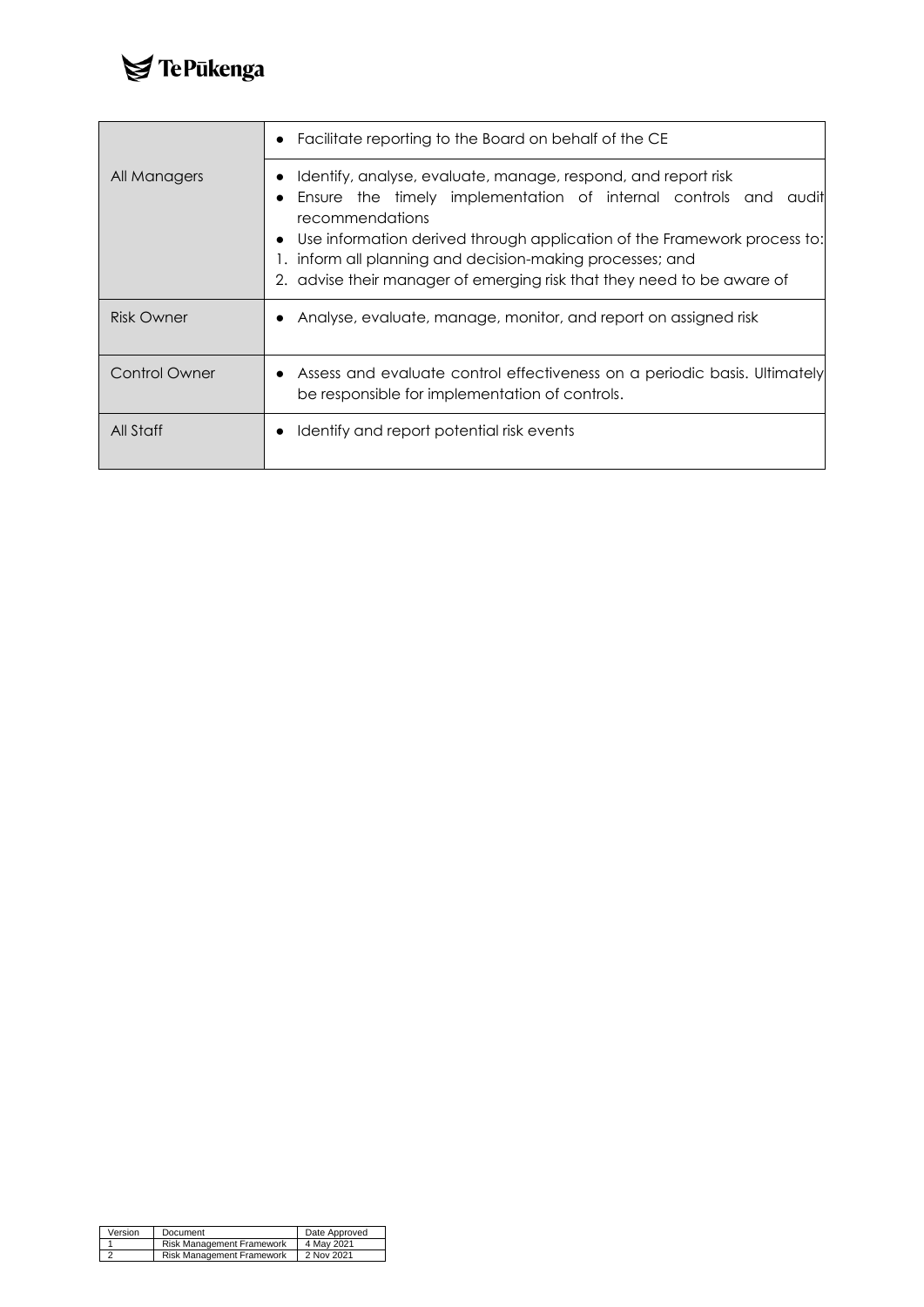| | |
|---|---|
| | • Facilitate reporting to the Board on behalf of the CE |
| All Managers | • Identify, analyse, evaluate, manage, respond, and report risk<br>• Ensure the timely implementation of internal controls and audit recommendations<br>• Use information derived through application of the Framework process to:<br>1. inform all planning and decision-making processes; and<br>2. advise their manager of emerging risk that they need to be aware of |
| Risk Owner | • Analyse, evaluate, manage, monitor, and report on assigned risk |
| Control Owner | • Assess and evaluate control effectiveness on a periodic basis. Ultimately be responsible for implementation of controls. |
| All Staff | • Identify and report potential risk events |

| Version | Document | Date Approved |
|---|---|---|
| 1 | Risk Management Framework | 4 May 2021 |
| 2 | Risk Management Framework | 2 Nov 2021 |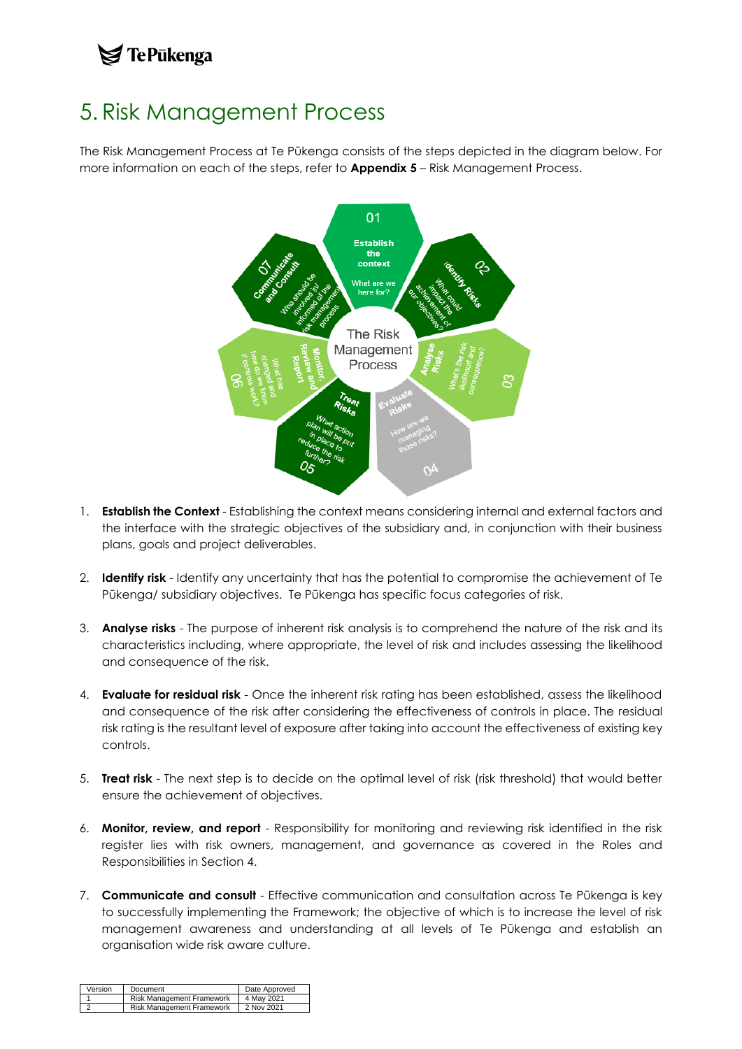# 5. Risk Management Process

The Risk Management Process at Te Pūkenga consists of the steps depicted in the diagram below. For more information on each of the steps, refer to **Appendix 5** – Risk Management Process.

1. **Establish the Context** - Establishing the context means considering internal and external factors and the interface with the strategic objectives of the subsidiary and, in conjunction with their business plans, goals and project deliverables.

2. **Identify risk** - Identify any uncertainty that has the potential to compromise the achievement of Te Pūkenga/ subsidiary objectives. Te Pūkenga has specific focus categories of risk.

3. **Analyse risks** - The purpose of inherent risk analysis is to comprehend the nature of the risk and its characteristics including, where appropriate, the level of risk and includes assessing the likelihood and consequence of the risk.

4. **Evaluate for residual risk** - Once the inherent risk rating has been established, assess the likelihood and consequence of the risk after considering the effectiveness of controls in place. The residual risk rating is the resultant level of exposure after taking into account the effectiveness of existing key controls.

5. **Treat risk** - The next step is to decide on the optimal level of risk (risk threshold) that would better ensure the achievement of objectives.

6. **Monitor, review, and report** - Responsibility for monitoring and reviewing risk identified in the risk register lies with risk owners, management, and governance as covered in the Roles and Responsibilities in Section 4.

7. **Communicate and consult** - Effective communication and consultation across Te Pūkenga is key to successfully implementing the Framework; the objective of which is to increase the level of risk management awareness and understanding at all levels of Te Pūkenga and establish an organisation wide risk aware culture.

| Version | Document | Date Approved |
|---|---|---|
| 1 | Risk Management Framework | 4 May 2021 |
| 2 | Risk Management Framework | 2 Nov 2021 |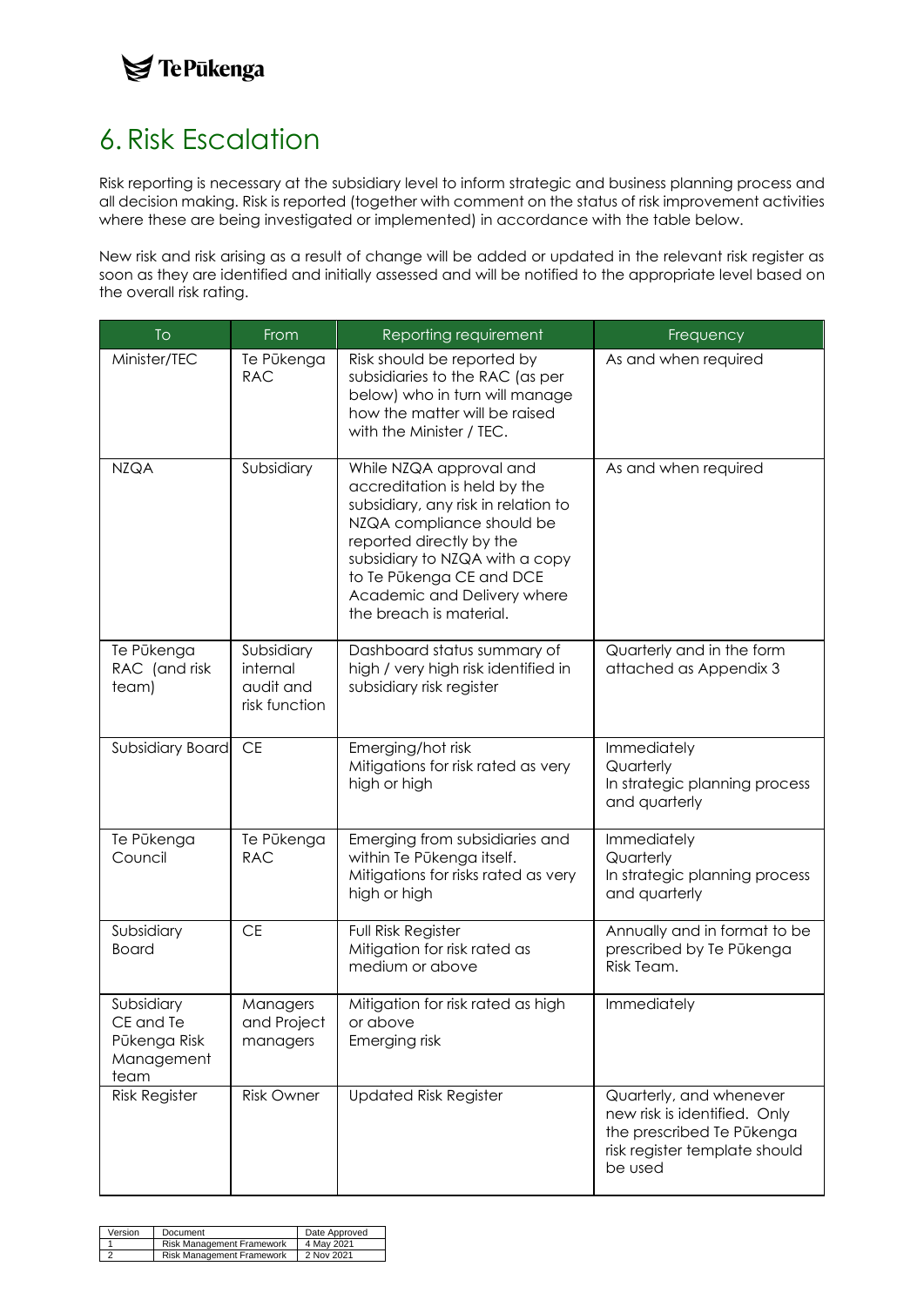# 6. Risk Escalation

Risk reporting is necessary at the subsidiary level to inform strategic and business planning process and all decision making. Risk is reported (together with comment on the status of risk improvement activities where these are being investigated or implemented) in accordance with the table below.

New risk and risk arising as a result of change will be added or updated in the relevant risk register as soon as they are identified and initially assessed and will be notified to the appropriate level based on the overall risk rating.

| To | From | Reporting requirement | Frequency |
|---|---|---|---|
| Minister/TEC | Te Pūkenga RAC | Risk should be reported by subsidiaries to the RAC (as per below) who in turn will manage how the matter will be raised with the Minister / TEC. | As and when required |
| NZQA | Subsidiary | While NZQA approval and accreditation is held by the subsidiary, any risk in relation to NZQA compliance should be reported directly by the subsidiary to NZQA with a copy to Te Pūkenga CE and DCE Academic and Delivery where the breach is material. | As and when required |
| Te Pūkenga RAC (and risk team) | Subsidiary internal audit and risk function | Dashboard status summary of high / very high risk identified in subsidiary risk register | Quarterly and in the form attached as Appendix 3 |
| Subsidiary Board | CE | Emerging/hot risk<br>Mitigations for risk rated as very high or high | Immediately<br>Quarterly<br>In strategic planning process and quarterly |
| Te Pūkenga Council | Te Pūkenga RAC | Emerging from subsidiaries and within Te Pūkenga itself.<br>Mitigations for risks rated as very high or high | Immediately<br>Quarterly<br>In strategic planning process and quarterly |
| Subsidiary Board | CE | Full Risk Register<br>Mitigation for risk rated as medium or above | Annually and in format to be prescribed by Te Pūkenga Risk Team. |
| Subsidiary CE and Te Pūkenga Risk Management team | Managers and Project managers | Mitigation for risk rated as high or above<br>Emerging risk | Immediately |
| Risk Register | Risk Owner | Updated Risk Register | Quarterly, and whenever new risk is identified. Only the prescribed Te Pūkenga risk register template should be used |

| Version | Document | Date Approved |
|---|---|---|
| 1 | Risk Management Framework | 4 May 2021 |
| 2 | Risk Management Framework | 2 Nov 2021 |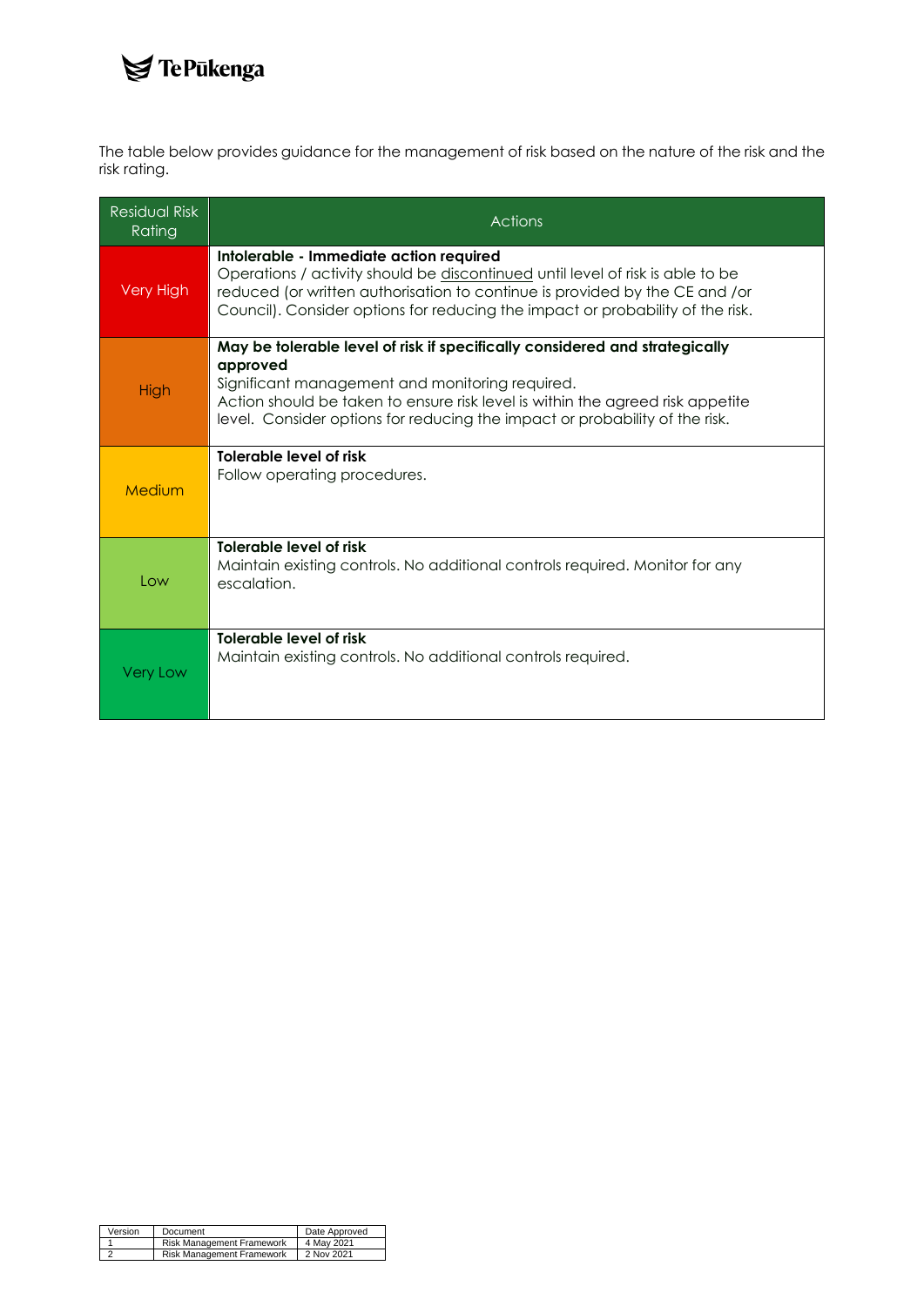The table below provides guidance for the management of risk based on the nature of the risk and the risk rating.

| Residual Risk Rating | Actions |
|---|---|
| Very High | **Intolerable - Immediate action required**<br>Operations / activity should be discontinued until level of risk is able to be reduced (or written authorisation to continue is provided by the CE and /or Council). Consider options for reducing the impact or probability of the risk. |
| High | **May be tolerable level of risk if specifically considered and strategically approved**<br>Significant management and monitoring required.<br>Action should be taken to ensure risk level is within the agreed risk appetite level. Consider options for reducing the impact or probability of the risk. |
| Medium | **Tolerable level of risk**<br>Follow operating procedures. |
| Low | **Tolerable level of risk**<br>Maintain existing controls. No additional controls required. Monitor for any escalation. |
| Very Low | **Tolerable level of risk**<br>Maintain existing controls. No additional controls required. |

| Version | Document | Date Approved |
|---|---|---|
| 1 | Risk Management Framework | 4 May 2021 |
| 2 | Risk Management Framework | 2 Nov 2021 |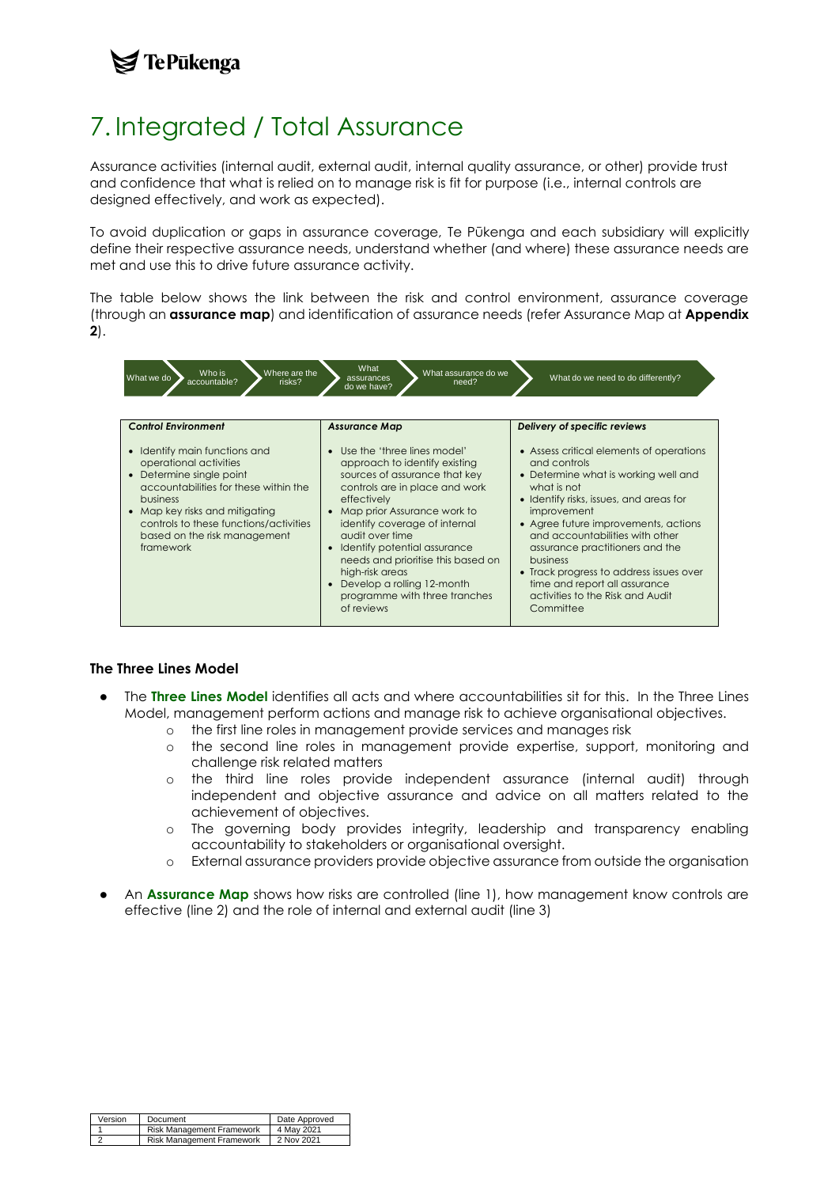# 7. Integrated / Total Assurance

Assurance activities (internal audit, external audit, internal quality assurance, or other) provide trust and confidence that what is relied on to manage risk is fit for purpose (i.e., internal controls are designed effectively, and work as expected).

To avoid duplication or gaps in assurance coverage, Te Pūkenga and each subsidiary will explicitly define their respective assurance needs, understand whether (and where) these assurance needs are met and use this to drive future assurance activity.

The table below shows the link between the risk and control environment, assurance coverage (through an **assurance map**) and identification of assurance needs (refer Assurance Map at **Appendix 2**).

What we do → Who is accountable? → Where are the risks? → What assurances do we have? → What assurance do we need? → What do we need to do differently?

| *Control Environment* | *Assurance Map* | *Delivery of specific reviews* |
|---|---|---|
| • Identify main functions and operational activities<br>• Determine single point accountabilities for these within the business<br>• Map key risks and mitigating controls to these functions/activities based on the risk management framework | • Use the 'three lines model' approach to identify existing sources of assurance that key controls are in place and work effectively<br>• Map prior Assurance work to identify coverage of internal audit over time<br>• Identify potential assurance needs and prioritise this based on high-risk areas<br>• Develop a rolling 12-month programme with three tranches of reviews | • Assess critical elements of operations and controls<br>• Determine what is working well and what is not<br>• Identify risks, issues, and areas for improvement<br>• Agree future improvements, actions and accountabilities with other assurance practitioners and the business<br>• Track progress to address issues over time and report all assurance activities to the Risk and Audit Committee |

**The Three Lines Model**

- The **Three Lines Model** identifies all acts and where accountabilities sit for this. In the Three Lines Model, management perform actions and manage risk to achieve organisational objectives.
  - the first line roles in management provide services and manages risk
  - the second line roles in management provide expertise, support, monitoring and challenge risk related matters
  - the third line roles provide independent assurance (internal audit) through independent and objective assurance and advice on all matters related to the achievement of objectives.
  - The governing body provides integrity, leadership and transparency enabling accountability to stakeholders or organisational oversight.
  - External assurance providers provide objective assurance from outside the organisation
- An **Assurance Map** shows how risks are controlled (line 1), how management know controls are effective (line 2) and the role of internal and external audit (line 3)

| Version | Document | Date Approved |
|---|---|---|
| 1 | Risk Management Framework | 4 May 2021 |
| 2 | Risk Management Framework | 2 Nov 2021 |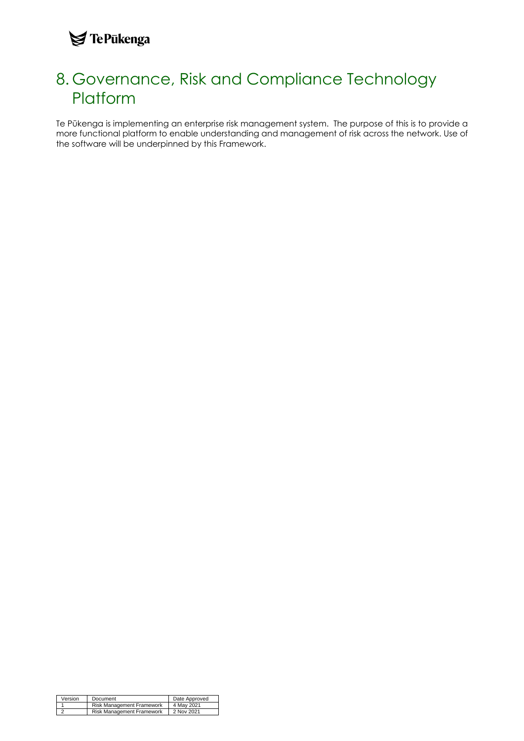# 8. Governance, Risk and Compliance Technology Platform

Te Pūkenga is implementing an enterprise risk management system. The purpose of this is to provide a more functional platform to enable understanding and management of risk across the network. Use of the software will be underpinned by this Framework.

| Version | Document | Date Approved |
|---|---|---|
| 1 | Risk Management Framework | 4 May 2021 |
| 2 | Risk Management Framework | 2 Nov 2021 |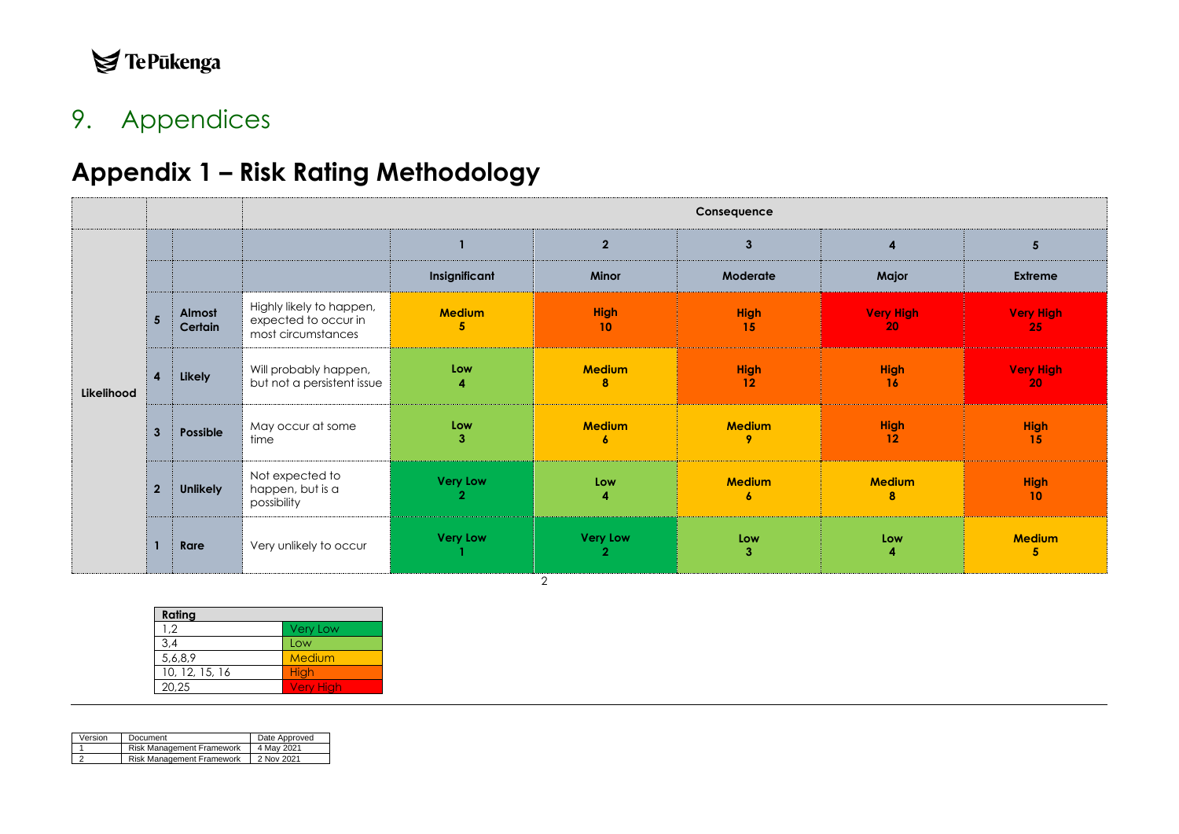# 9. Appendices

## Appendix 1 – Risk Rating Methodology

| | | | | Consequence | | | | |
|---|---|---|---|---|---|---|---|---|
| **Likelihood** | | | | **1** | **2** | **3** | **4** | **5** |
| | | | | **Insignificant** | **Minor** | **Moderate** | **Major** | **Extreme** |
| | **5** | **Almost Certain** | Highly likely to happen, expected to occur in most circumstances | **Medium 5** | **High 10** | **High 15** | **Very High 20** | **Very High 25** |
| | **4** | **Likely** | Will probably happen, but not a persistent issue | **Low 4** | **Medium 8** | **High 12** | **High 16** | **Very High 20** |
| | **3** | **Possible** | May occur at some time | **Low 3** | **Medium 6** | **Medium 9** | **High 12** | **High 15** |
| | **2** | **Unlikely** | Not expected to happen, but is a possibility | **Very Low 2** | **Low 4** | **Medium 6** | **Medium 8** | **High 10** |
| | **1** | **Rare** | Very unlikely to occur | **Very Low 1** | **Very Low 2** | **Low 3** | **Low 4** | **Medium 5** |

| **Rating** | |
|---|---|
| 1,2 | Very Low |
| 3,4 | Low |
| 5,6,8,9 | Medium |
| 10, 12, 15, 16 | High |
| 20,25 | Very High |

| Version | Document | Date Approved |
|---|---|---|
| 1 | Risk Management Framework | 4 May 2021 |
| 2 | Risk Management Framework | 2 Nov 2021 |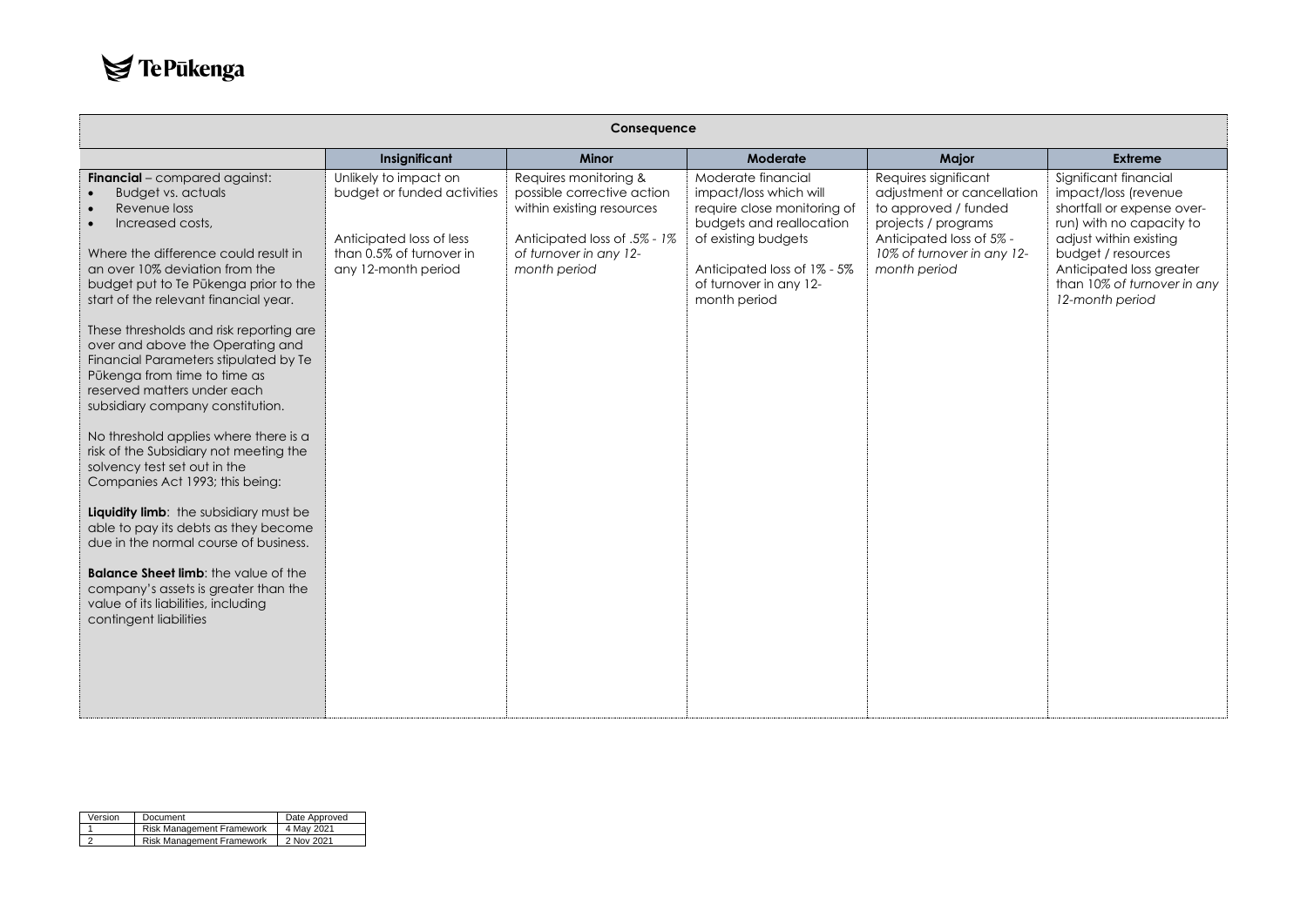| Consequence | | | | | |
|---|---|---|---|---|---|
| | **Insignificant** | **Minor** | **Moderate** | **Major** | **Extreme** |
| **Financial** – compared against:<br>• Budget vs. actuals<br>• Revenue loss<br>• Increased costs,<br><br>Where the difference could result in an over 10% deviation from the budget put to Te Pūkenga prior to the start of the relevant financial year.<br><br>These thresholds and risk reporting are over and above the Operating and Financial Parameters stipulated by Te Pūkenga from time to time as reserved matters under each subsidiary company constitution.<br><br>No threshold applies where there is a risk of the Subsidiary not meeting the solvency test set out in the Companies Act 1993; this being:<br><br>**Liquidity limb**: the subsidiary must be able to pay its debts as they become due in the normal course of business.<br><br>**Balance Sheet limb**: the value of the company's assets is greater than the value of its liabilities, including contingent liabilities | Unlikely to impact on budget or funded activities<br><br>Anticipated loss of less than 0.5% of turnover in any 12-month period | Requires monitoring & possible corrective action within existing resources<br><br>Anticipated loss of *.5% - 1% of turnover in any 12-month period* | Moderate financial impact/loss which will require close monitoring of budgets and reallocation of existing budgets<br><br>Anticipated loss of 1% - 5% of turnover in any 12-month period | Requires significant adjustment or cancellation to approved / funded projects / programs<br>Anticipated loss of 5% - *10% of turnover in any 12-month period* | Significant financial impact/loss (revenue shortfall or expense over-run) with no capacity to adjust within existing budget / resources<br>Anticipated loss greater than 10% *of turnover in any 12-month period* |

| Version | Document | Date Approved |
|---|---|---|
| 1 | Risk Management Framework | 4 May 2021 |
| 2 | Risk Management Framework | 2 Nov 2021 |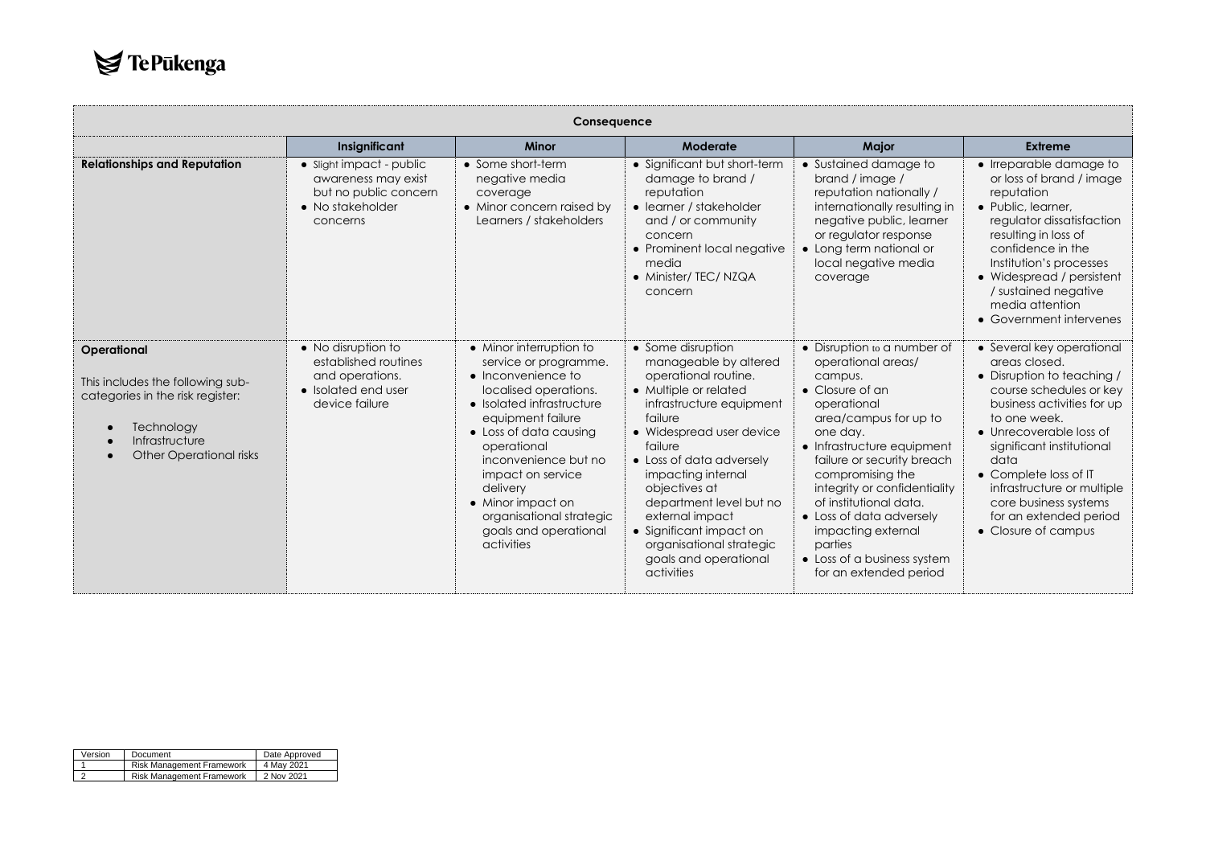| Consequence | | | | | |
|---|---|---|---|---|---|
| | **Insignificant** | **Minor** | **Moderate** | **Major** | **Extreme** |
| **Relationships and Reputation** | • Slight impact - public awareness may exist but no public concern<br>• No stakeholder concerns | • Some short-term negative media coverage<br>• Minor concern raised by Learners / stakeholders | • Significant but short-term damage to brand / reputation<br>• learner / stakeholder and / or community concern<br>• Prominent local negative media<br>• Minister/ TEC/ NZQA concern | • Sustained damage to brand / image / reputation nationally / internationally resulting in negative public, learner or regulator response<br>• Long term national or local negative media coverage | • Irreparable damage to or loss of brand / image reputation<br>• Public, learner, regulator dissatisfaction resulting in loss of confidence in the Institution's processes<br>• Widespread / persistent / sustained negative media attention<br>• Government intervenes |
| **Operational**<br><br>This includes the following sub-categories in the risk register:<br>• Technology<br>• Infrastructure<br>• Other Operational risks | • No disruption to established routines and operations.<br>• Isolated end user device failure | • Minor interruption to service or programme.<br>• Inconvenience to localised operations.<br>• Isolated infrastructure equipment failure<br>• Loss of data causing operational inconvenience but no impact on service delivery<br>• Minor impact on organisational strategic goals and operational activities | • Some disruption manageable by altered operational routine.<br>• Multiple or related infrastructure equipment failure<br>• Widespread user device failure<br>• Loss of data adversely impacting internal objectives at department level but no external impact<br>• Significant impact on organisational strategic goals and operational activities | • Disruption to a number of operational areas/ campus.<br>• Closure of an operational area/campus for up to one day.<br>• Infrastructure equipment failure or security breach compromising the integrity or confidentiality of institutional data.<br>• Loss of data adversely impacting external parties<br>• Loss of a business system for an extended period | • Several key operational areas closed.<br>• Disruption to teaching / course schedules or key business activities for up to one week.<br>• Unrecoverable loss of significant institutional data<br>• Complete loss of IT infrastructure or multiple core business systems for an extended period<br>• Closure of campus |

| Version | Document | Date Approved |
|---|---|---|
| 1 | Risk Management Framework | 4 May 2021 |
| 2 | Risk Management Framework | 2 Nov 2021 |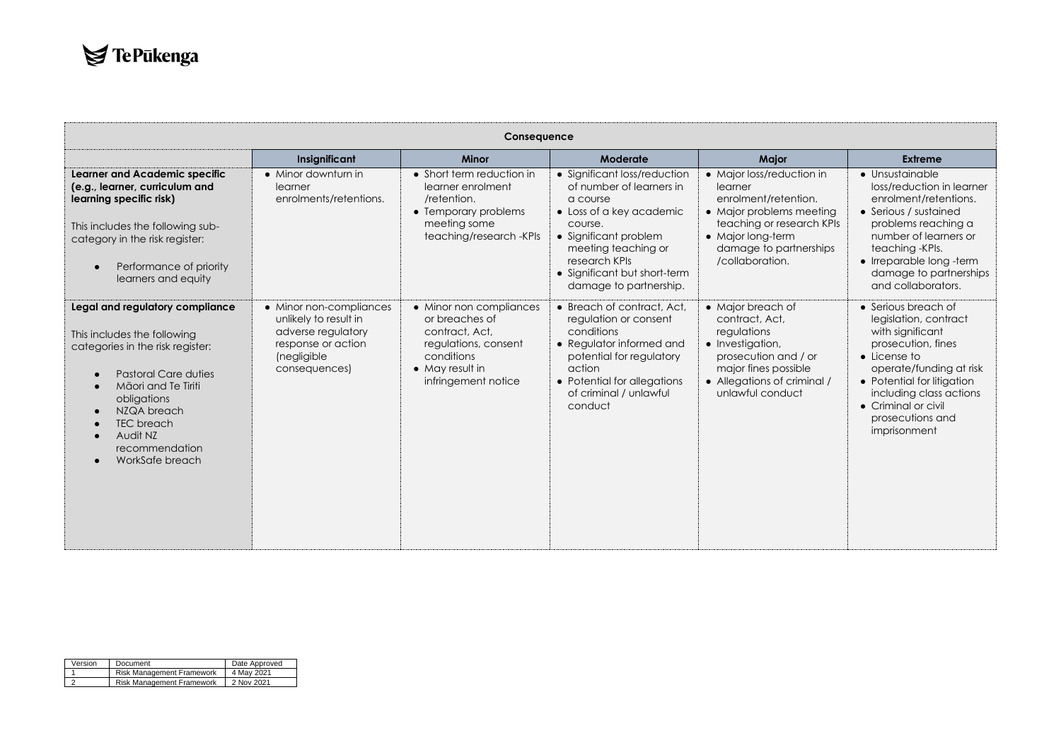| Consequence | | | | | |
|---|---|---|---|---|---|
| | **Insignificant** | **Minor** | **Moderate** | **Major** | **Extreme** |
| **Learner and Academic specific (e.g., learner, curriculum and learning specific risk)**<br><br>This includes the following sub-category in the risk register:<br><br>• Performance of priority learners and equity | • Minor downturn in learner enrolments/retentions. | • Short term reduction in learner enrolment /retention.<br>• Temporary problems meeting some teaching/research -KPIs | • Significant loss/reduction of number of learners in a course<br>• Loss of a key academic course.<br>• Significant problem meeting teaching or research KPIs<br>• Significant but short-term damage to partnership. | • Major loss/reduction in learner enrolment/retention.<br>• Major problems meeting teaching or research KPIs<br>• Major long-term damage to partnerships /collaboration. | • Unsustainable loss/reduction in learner enrolment/retentions.<br>• Serious / sustained problems reaching a number of learners or teaching -KPIs.<br>• Irreparable long -term damage to partnerships and collaborators. |
| **Legal and regulatory compliance**<br><br>This includes the following categories in the risk register:<br><br>• Pastoral Care duties<br>• Māori and Te Tiriti obligations<br>• NZQA breach<br>• TEC breach<br>• Audit NZ recommendation<br>• WorkSafe breach | • Minor non-compliances unlikely to result in adverse regulatory response or action (negligible consequences) | • Minor non compliances or breaches of contract, Act, regulations, consent conditions<br>• May result in infringement notice | • Breach of contract, Act, regulation or consent conditions<br>• Regulator informed and potential for regulatory action<br>• Potential for allegations of criminal / unlawful conduct | • Major breach of contract, Act, regulations<br>• Investigation, prosecution and / or major fines possible<br>• Allegations of criminal / unlawful conduct | • Serious breach of legislation, contract with significant prosecution, fines<br>• License to operate/funding at risk<br>• Potential for litigation including class actions<br>• Criminal or civil prosecutions and imprisonment |

| Version | Document | Date Approved |
|---|---|---|
| 1 | Risk Management Framework | 4 May 2021 |
| 2 | Risk Management Framework | 2 Nov 2021 |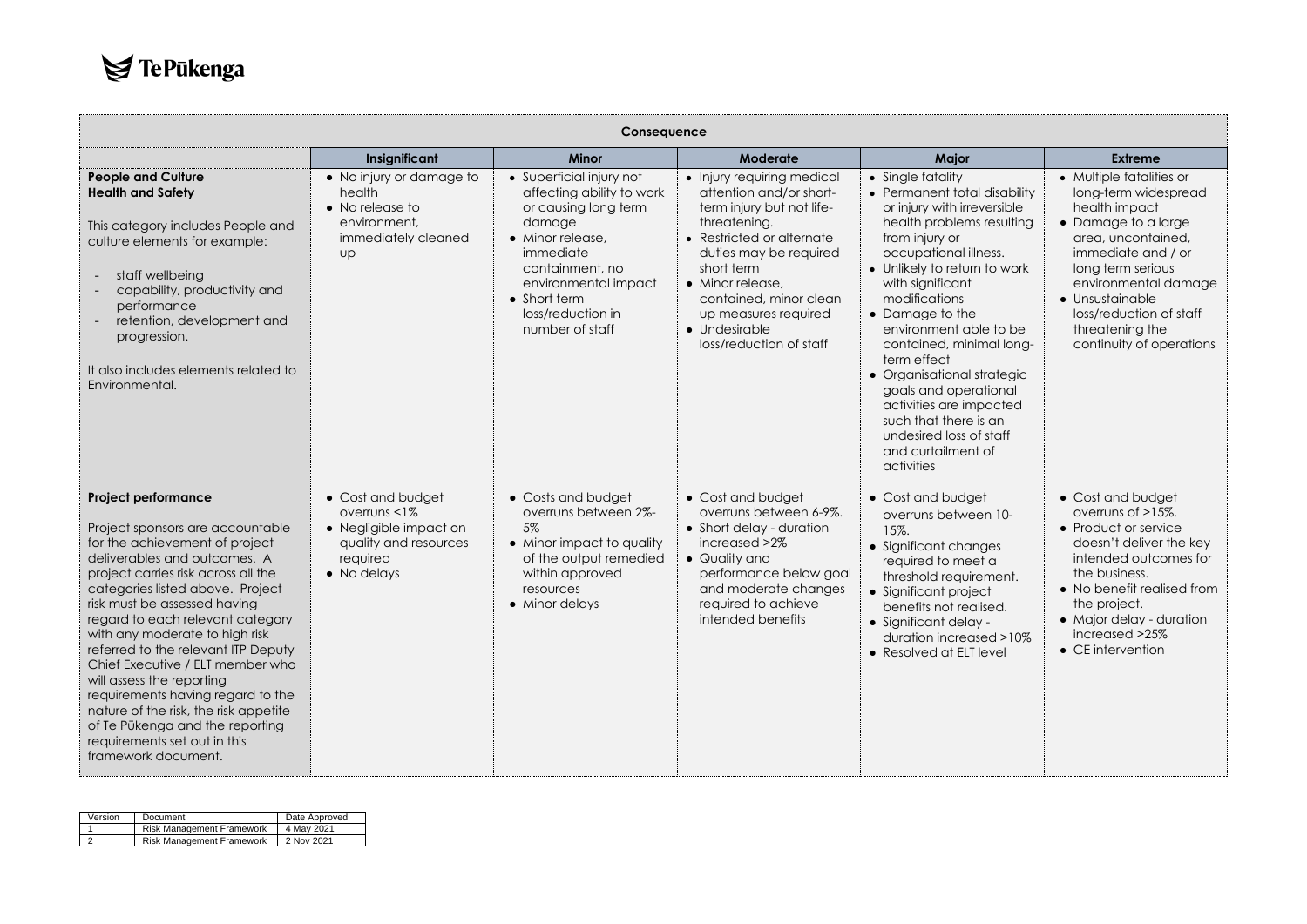| Consequence | | | | | |
|---|---|---|---|---|---|
| | **Insignificant** | **Minor** | **Moderate** | **Major** | **Extreme** |
| **People and Culture Health and Safety**<br><br>This category includes People and culture elements for example:<br><br>- staff wellbeing<br>- capability, productivity and performance<br>- retention, development and progression.<br><br>It also includes elements related to Environmental. | • No injury or damage to health<br>• No release to environment, immediately cleaned up | • Superficial injury not affecting ability to work or causing long term damage<br>• Minor release, immediate containment, no environmental impact<br>• Short term loss/reduction in number of staff | • Injury requiring medical attention and/or short-term injury but not life-threatening.<br>• Restricted or alternate duties may be required short term<br>• Minor release, contained, minor clean up measures required<br>• Undesirable loss/reduction of staff | • Single fatality<br>• Permanent total disability or injury with irreversible health problems resulting from injury or occupational illness.<br>• Unlikely to return to work with significant modifications<br>• Damage to the environment able to be contained, minimal long-term effect<br>• Organisational strategic goals and operational activities are impacted such that there is an undesired loss of staff and curtailment of activities | • Multiple fatalities or long-term widespread health impact<br>• Damage to a large area, uncontained, immediate and / or long term serious environmental damage<br>• Unsustainable loss/reduction of staff threatening the continuity of operations |
| **Project performance**<br><br>Project sponsors are accountable for the achievement of project deliverables and outcomes. A project carries risk across all the categories listed above. Project risk must be assessed having regard to each relevant category with any moderate to high risk referred to the relevant ITP Deputy Chief Executive / ELT member who will assess the reporting requirements having regard to the nature of the risk, the risk appetite of Te Pūkenga and the reporting requirements set out in this framework document. | • Cost and budget overruns <1%<br>• Negligible impact on quality and resources required<br>• No delays | • Costs and budget overruns between 2%-5%<br>• Minor impact to quality of the output remedied within approved resources<br>• Minor delays | • Cost and budget overruns between 6-9%.<br>• Short delay - duration increased >2%<br>• Quality and performance below goal and moderate changes required to achieve intended benefits | • Cost and budget overruns between 10-15%.<br>• Significant changes required to meet a threshold requirement.<br>• Significant project benefits not realised.<br>• Significant delay - duration increased >10%<br>• Resolved at ELT level | • Cost and budget overruns of >15%.<br>• Product or service doesn't deliver the key intended outcomes for the business.<br>• No benefit realised from the project.<br>• Major delay - duration increased >25%<br>• CE intervention |

| Version | Document | Date Approved |
|---|---|---|
| 1 | Risk Management Framework | 4 May 2021 |
| 2 | Risk Management Framework | 2 Nov 2021 |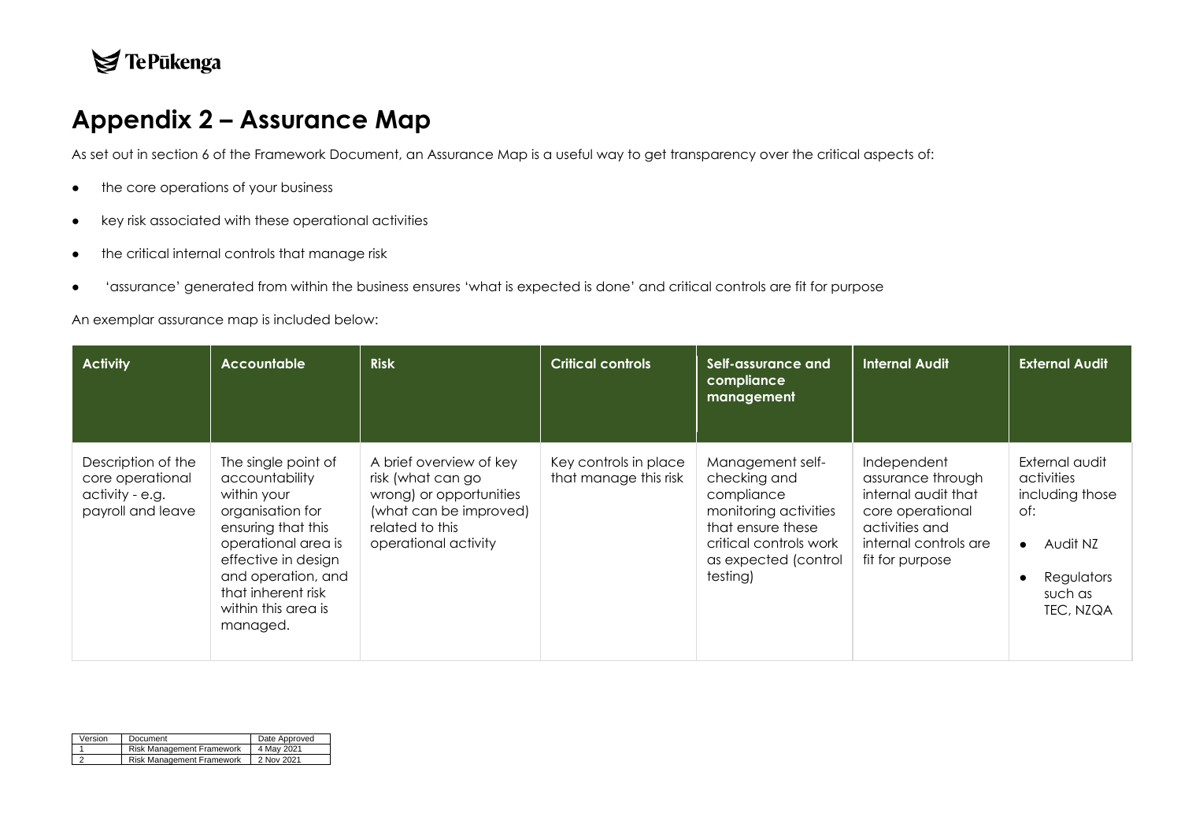# Appendix 2 – Assurance Map

As set out in section 6 of the Framework Document, an Assurance Map is a useful way to get transparency over the critical aspects of:

- the core operations of your business
- key risk associated with these operational activities
- the critical internal controls that manage risk
- 'assurance' generated from within the business ensures 'what is expected is done' and critical controls are fit for purpose

An exemplar assurance map is included below:

| Activity | Accountable | Risk | Critical controls | Self-assurance and compliance management | Internal Audit | External Audit |
|---|---|---|---|---|---|---|
| Description of the core operational activity - e.g. payroll and leave | The single point of accountability within your organisation for ensuring that this operational area is effective in design and operation, and that inherent risk within this area is managed. | A brief overview of key risk (what can go wrong) or opportunities (what can be improved) related to this operational activity | Key controls in place that manage this risk | Management self-checking and compliance monitoring activities that ensure these critical controls work as expected (control testing) | Independent assurance through internal audit that core operational activities and internal controls are fit for purpose | External audit activities including those of: <br>• Audit NZ <br>• Regulators such as TEC, NZQA |

| Version | Document | Date Approved |
|---|---|---|
| 1 | Risk Management Framework | 4 May 2021 |
| 2 | Risk Management Framework | 2 Nov 2021 |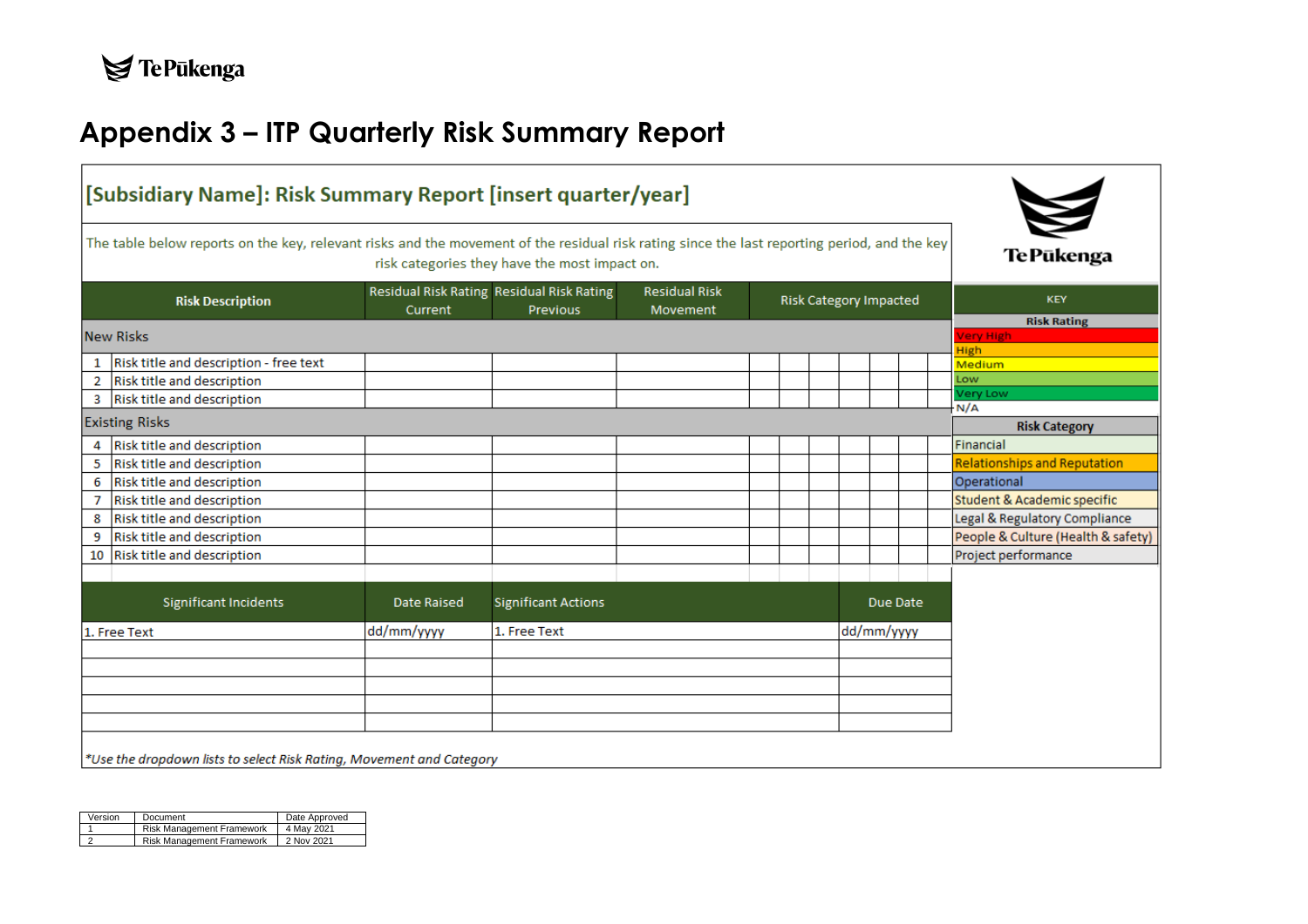# Appendix 3 – ITP Quarterly Risk Summary Report

## [Subsidiary Name]: Risk Summary Report [insert quarter/year]

The table below reports on the key, relevant risks and the movement of the residual risk rating since the last reporting period, and the key risk categories they have the most impact on.

| | Risk Description | Residual Risk Rating Current | Residual Risk Rating Previous | Residual Risk Movement | Risk Category Impacted |
|---|---|---|---|---|---|
| **New Risks** | | | | | |
| 1 | Risk title and description - free text | | | | |
| 2 | Risk title and description | | | | |
| 3 | Risk title and description | | | | |
| **Existing Risks** | | | | | |
| 4 | Risk title and description | | | | |
| 5 | Risk title and description | | | | |
| 6 | Risk title and description | | | | |
| 7 | Risk title and description | | | | |
| 8 | Risk title and description | | | | |
| 9 | Risk title and description | | | | |
| 10 | Risk title and description | | | | |

| Significant Incidents | Date Raised | Significant Actions | Due Date |
|---|---|---|---|
| 1. Free Text | dd/mm/yyyy | 1. Free Text | dd/mm/yyyy |
| | | | |
| | | | |
| | | | |
| | | | |
| | | | |

*\*Use the dropdown lists to select Risk Rating, Movement and Category*

| KEY |
|---|
| **Risk Rating** |
| Very High |
| High |
| Medium |
| Low |
| Very Low |
| N/A |
| **Risk Category** |
| Financial |
| Relationships and Reputation |
| Operational |
| Student & Academic specific |
| Legal & Regulatory Compliance |
| People & Culture (Health & safety) |
| Project performance |

| Version | Document | Date Approved |
|---|---|---|
| 1 | Risk Management Framework | 4 May 2021 |
| 2 | Risk Management Framework | 2 Nov 2021 |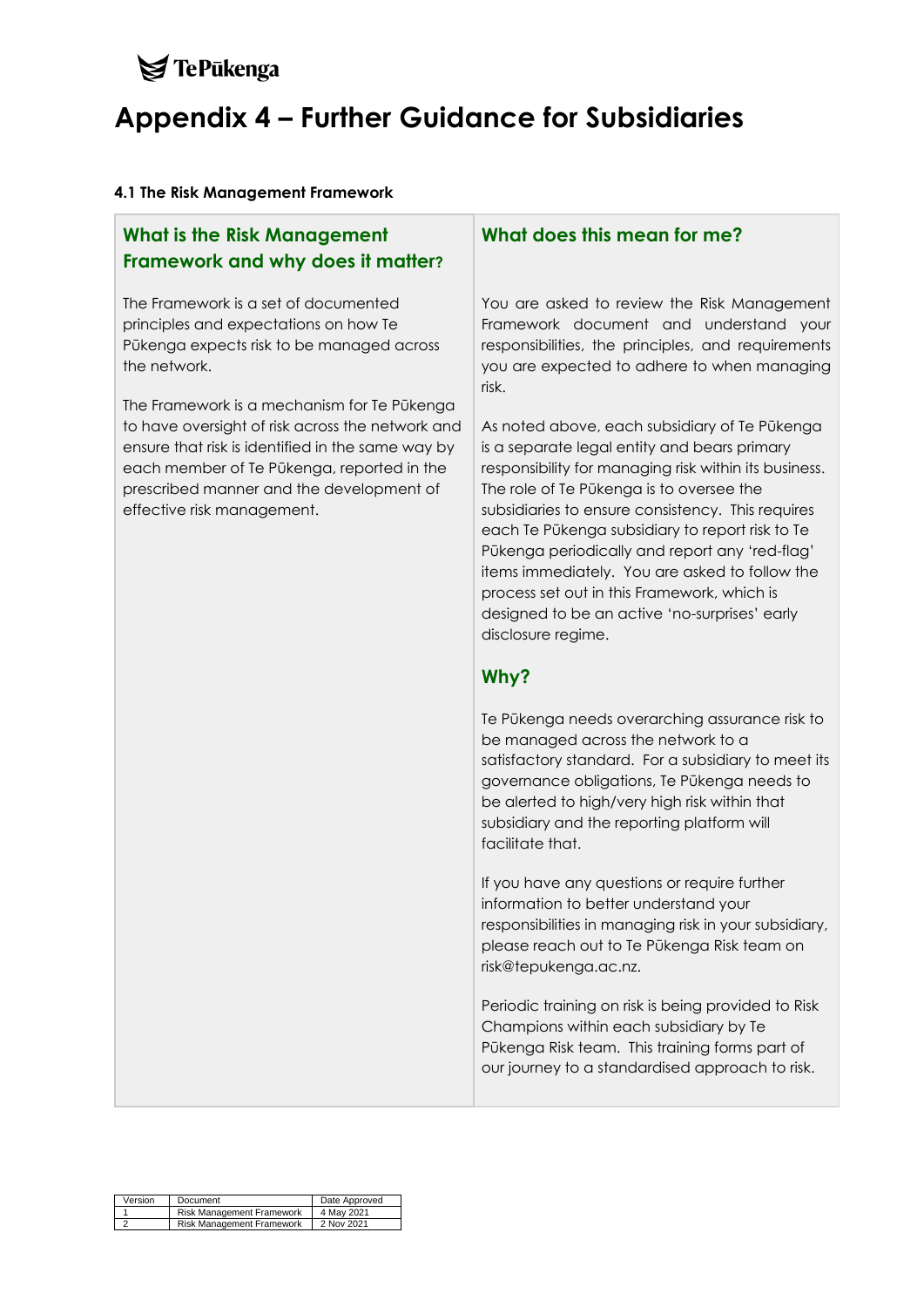# Appendix 4 – Further Guidance for Subsidiaries

#### 4.1 The Risk Management Framework

### What is the Risk Management Framework and why does it matter?

The Framework is a set of documented principles and expectations on how Te Pūkenga expects risk to be managed across the network.

The Framework is a mechanism for Te Pūkenga to have oversight of risk across the network and ensure that risk is identified in the same way by each member of Te Pūkenga, reported in the prescribed manner and the development of effective risk management.

### What does this mean for me?

You are asked to review the Risk Management Framework document and understand your responsibilities, the principles, and requirements you are expected to adhere to when managing risk.

As noted above, each subsidiary of Te Pūkenga is a separate legal entity and bears primary responsibility for managing risk within its business. The role of Te Pūkenga is to oversee the subsidiaries to ensure consistency. This requires each Te Pūkenga subsidiary to report risk to Te Pūkenga periodically and report any 'red-flag' items immediately. You are asked to follow the process set out in this Framework, which is designed to be an active 'no-surprises' early disclosure regime.

### Why?

Te Pūkenga needs overarching assurance risk to be managed across the network to a satisfactory standard. For a subsidiary to meet its governance obligations, Te Pūkenga needs to be alerted to high/very high risk within that subsidiary and the reporting platform will facilitate that.

If you have any questions or require further information to better understand your responsibilities in managing risk in your subsidiary, please reach out to Te Pūkenga Risk team on risk@tepukenga.ac.nz.

Periodic training on risk is being provided to Risk Champions within each subsidiary by Te Pūkenga Risk team. This training forms part of our journey to a standardised approach to risk.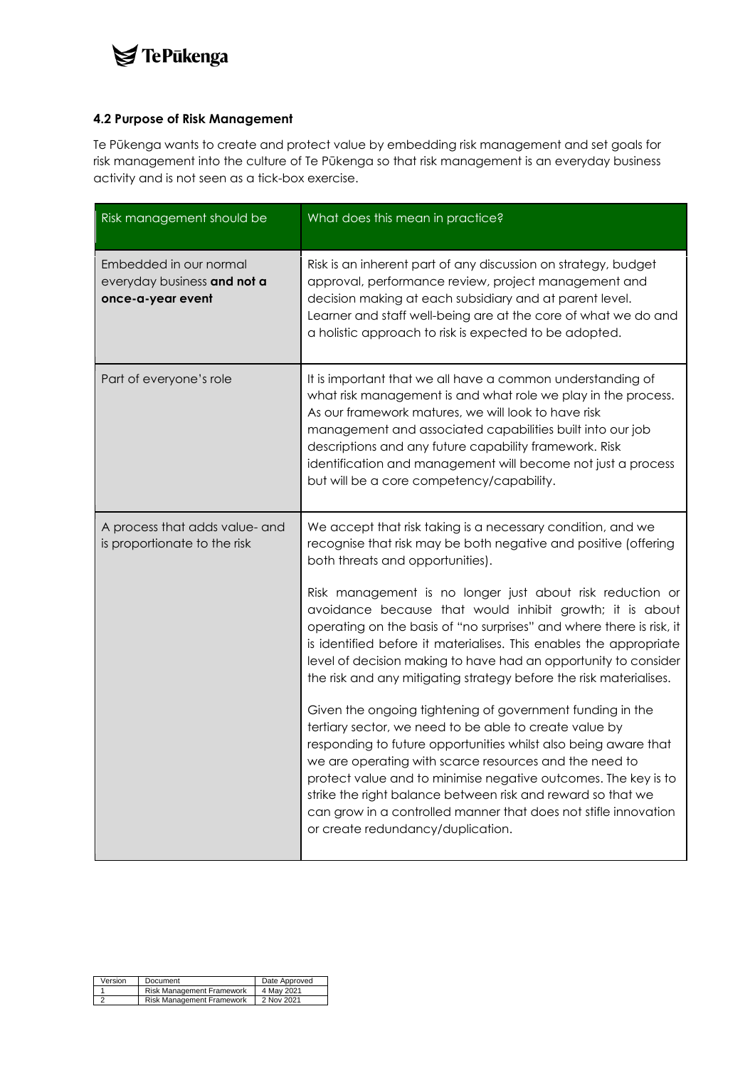### 4.2 Purpose of Risk Management

Te Pūkenga wants to create and protect value by embedding risk management and set goals for risk management into the culture of Te Pūkenga so that risk management is an everyday business activity and is not seen as a tick-box exercise.

| Risk management should be | What does this mean in practice? |
| --- | --- |
| Embedded in our normal everyday business **and not a once-a-year event** | Risk is an inherent part of any discussion on strategy, budget approval, performance review, project management and decision making at each subsidiary and at parent level. Learner and staff well-being are at the core of what we do and a holistic approach to risk is expected to be adopted. |
| Part of everyone's role | It is important that we all have a common understanding of what risk management is and what role we play in the process. As our framework matures, we will look to have risk management and associated capabilities built into our job descriptions and any future capability framework. Risk identification and management will become not just a process but will be a core competency/capability. |
| A process that adds value- and is proportionate to the risk | We accept that risk taking is a necessary condition, and we recognise that risk may be both negative and positive (offering both threats and opportunities).<br><br>Risk management is no longer just about risk reduction or avoidance because that would inhibit growth; it is about operating on the basis of "no surprises" and where there is risk, it is identified before it materialises. This enables the appropriate level of decision making to have had an opportunity to consider the risk and any mitigating strategy before the risk materialises.<br><br>Given the ongoing tightening of government funding in the tertiary sector, we need to be able to create value by responding to future opportunities whilst also being aware that we are operating with scarce resources and the need to protect value and to minimise negative outcomes. The key is to strike the right balance between risk and reward so that we can grow in a controlled manner that does not stifle innovation or create redundancy/duplication. |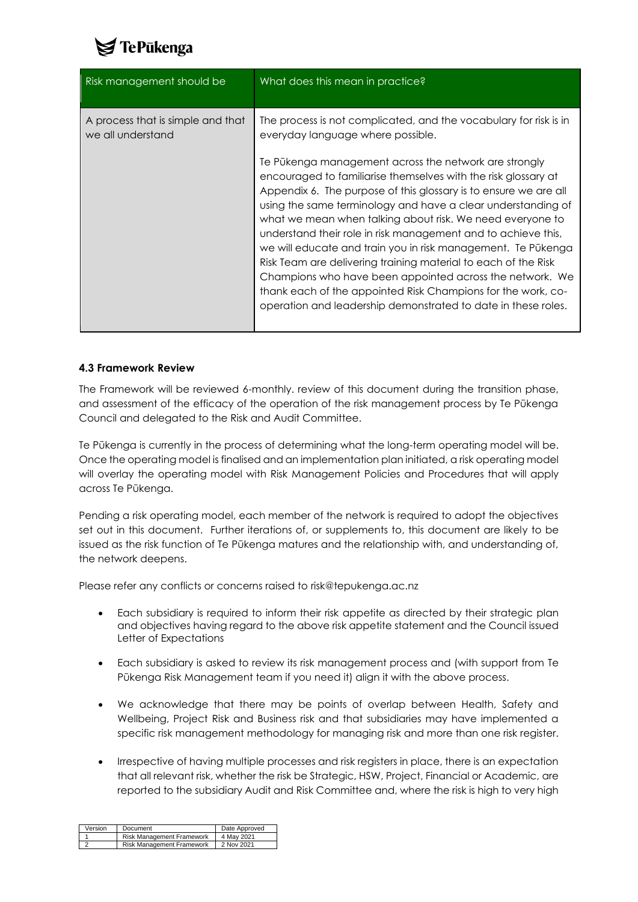| Risk management should be | What does this mean in practice? |
| --- | --- |
| A process that is simple and that we all understand | The process is not complicated, and the vocabulary for risk is in everyday language where possible.<br><br>Te Pūkenga management across the network are strongly encouraged to familiarise themselves with the risk glossary at Appendix 6. The purpose of this glossary is to ensure we are all using the same terminology and have a clear understanding of what we mean when talking about risk. We need everyone to understand their role in risk management and to achieve this, we will educate and train you in risk management. Te Pūkenga Risk Team are delivering training material to each of the Risk Champions who have been appointed across the network. We thank each of the appointed Risk Champions for the work, co-operation and leadership demonstrated to date in these roles. |

### 4.3 Framework Review

The Framework will be reviewed 6-monthly. review of this document during the transition phase, and assessment of the efficacy of the operation of the risk management process by Te Pūkenga Council and delegated to the Risk and Audit Committee.

Te Pūkenga is currently in the process of determining what the long-term operating model will be. Once the operating model is finalised and an implementation plan initiated, a risk operating model will overlay the operating model with Risk Management Policies and Procedures that will apply across Te Pūkenga.

Pending a risk operating model, each member of the network is required to adopt the objectives set out in this document. Further iterations of, or supplements to, this document are likely to be issued as the risk function of Te Pūkenga matures and the relationship with, and understanding of, the network deepens.

Please refer any conflicts or concerns raised to risk@tepukenga.ac.nz

- Each subsidiary is required to inform their risk appetite as directed by their strategic plan and objectives having regard to the above risk appetite statement and the Council issued Letter of Expectations
- Each subsidiary is asked to review its risk management process and (with support from Te Pūkenga Risk Management team if you need it) align it with the above process.
- We acknowledge that there may be points of overlap between Health, Safety and Wellbeing, Project Risk and Business risk and that subsidiaries may have implemented a specific risk management methodology for managing risk and more than one risk register.
- Irrespective of having multiple processes and risk registers in place, there is an expectation that all relevant risk, whether the risk be Strategic, HSW, Project, Financial or Academic, are reported to the subsidiary Audit and Risk Committee and, where the risk is high to very high

| Version | Document | Date Approved |
| --- | --- | --- |
| 1 | Risk Management Framework | 4 May 2021 |
| 2 | Risk Management Framework | 2 Nov 2021 |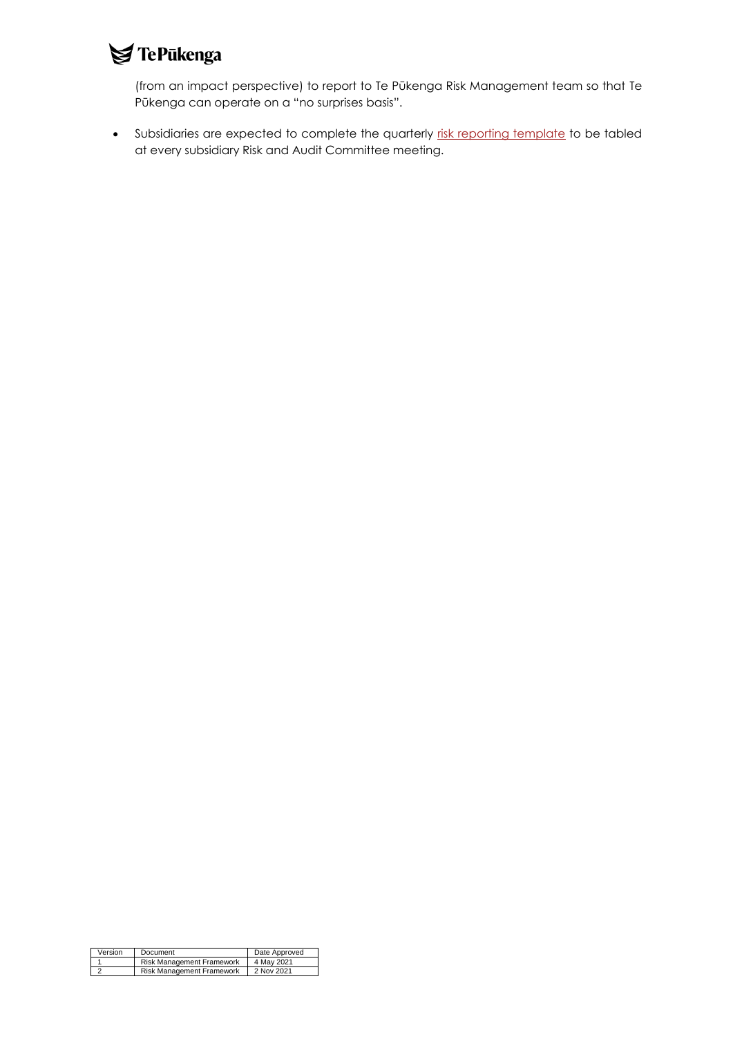(from an impact perspective) to report to Te Pūkenga Risk Management team so that Te Pūkenga can operate on a "no surprises basis".

- Subsidiaries are expected to complete the quarterly risk reporting template to be tabled at every subsidiary Risk and Audit Committee meeting.

| Version | Document | Date Approved |
| --- | --- | --- |
| 1 | Risk Management Framework | 4 May 2021 |
| 2 | Risk Management Framework | 2 Nov 2021 |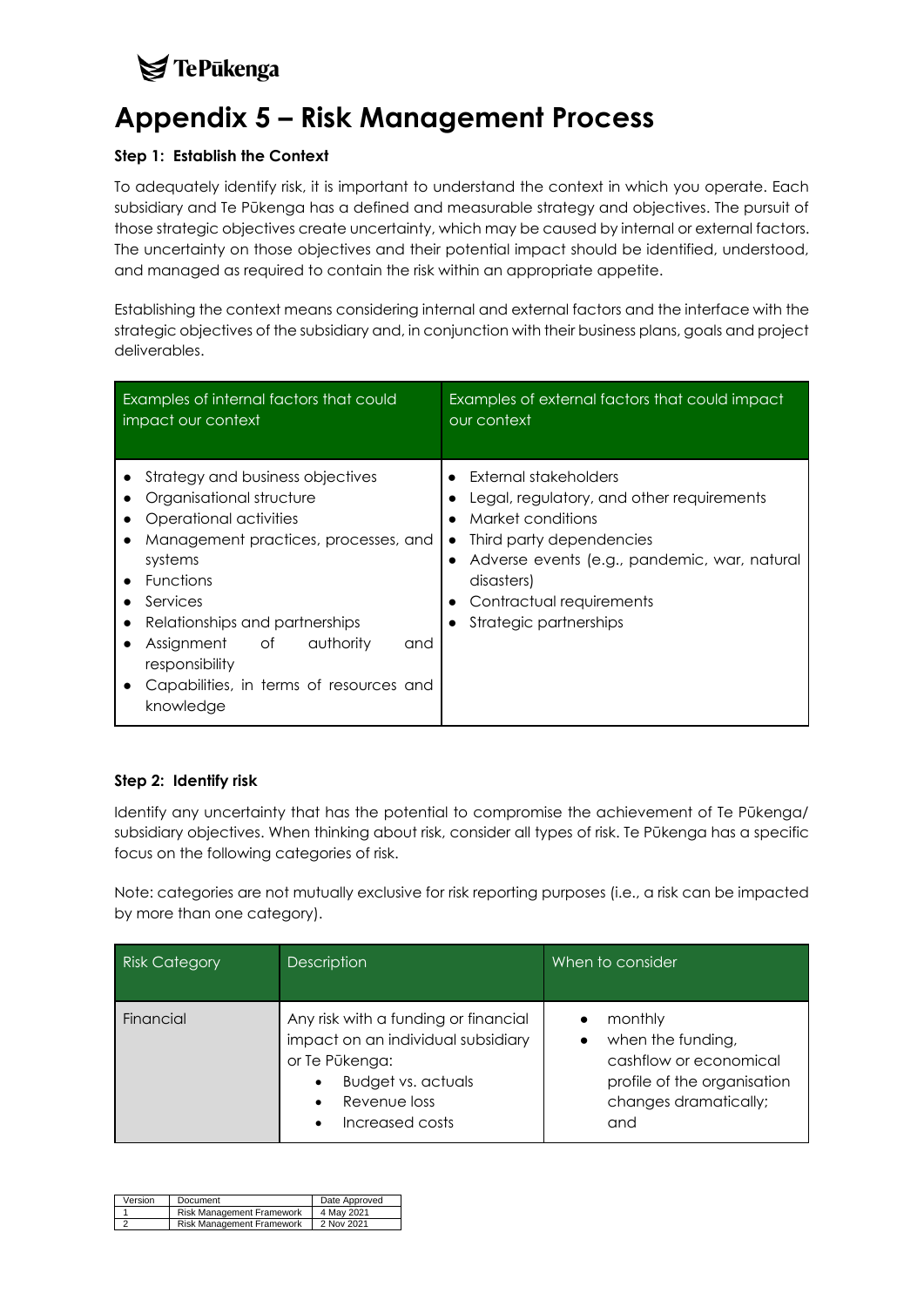# Appendix 5 – Risk Management Process

### Step 1: Establish the Context

To adequately identify risk, it is important to understand the context in which you operate. Each subsidiary and Te Pūkenga has a defined and measurable strategy and objectives. The pursuit of those strategic objectives create uncertainty, which may be caused by internal or external factors. The uncertainty on those objectives and their potential impact should be identified, understood, and managed as required to contain the risk within an appropriate appetite.

Establishing the context means considering internal and external factors and the interface with the strategic objectives of the subsidiary and, in conjunction with their business plans, goals and project deliverables.

| Examples of internal factors that could impact our context | Examples of external factors that could impact our context |
|---|---|
| • Strategy and business objectives<br>• Organisational structure<br>• Operational activities<br>• Management practices, processes, and systems<br>• Functions<br>• Services<br>• Relationships and partnerships<br>• Assignment of authority and responsibility<br>• Capabilities, in terms of resources and knowledge | • External stakeholders<br>• Legal, regulatory, and other requirements<br>• Market conditions<br>• Third party dependencies<br>• Adverse events (e.g., pandemic, war, natural disasters)<br>• Contractual requirements<br>• Strategic partnerships |

### Step 2: Identify risk

Identify any uncertainty that has the potential to compromise the achievement of Te Pūkenga/ subsidiary objectives. When thinking about risk, consider all types of risk. Te Pūkenga has a specific focus on the following categories of risk.

Note: categories are not mutually exclusive for risk reporting purposes (i.e., a risk can be impacted by more than one category).

| Risk Category | Description | When to consider |
|---|---|---|
| Financial | Any risk with a funding or financial impact on an individual subsidiary or Te Pūkenga:<br>• Budget vs. actuals<br>• Revenue loss<br>• Increased costs | • monthly<br>• when the funding, cashflow or economical profile of the organisation changes dramatically; and |

| Version | Document | Date Approved |
|---|---|---|
| 1 | Risk Management Framework | 4 May 2021 |
| 2 | Risk Management Framework | 2 Nov 2021 |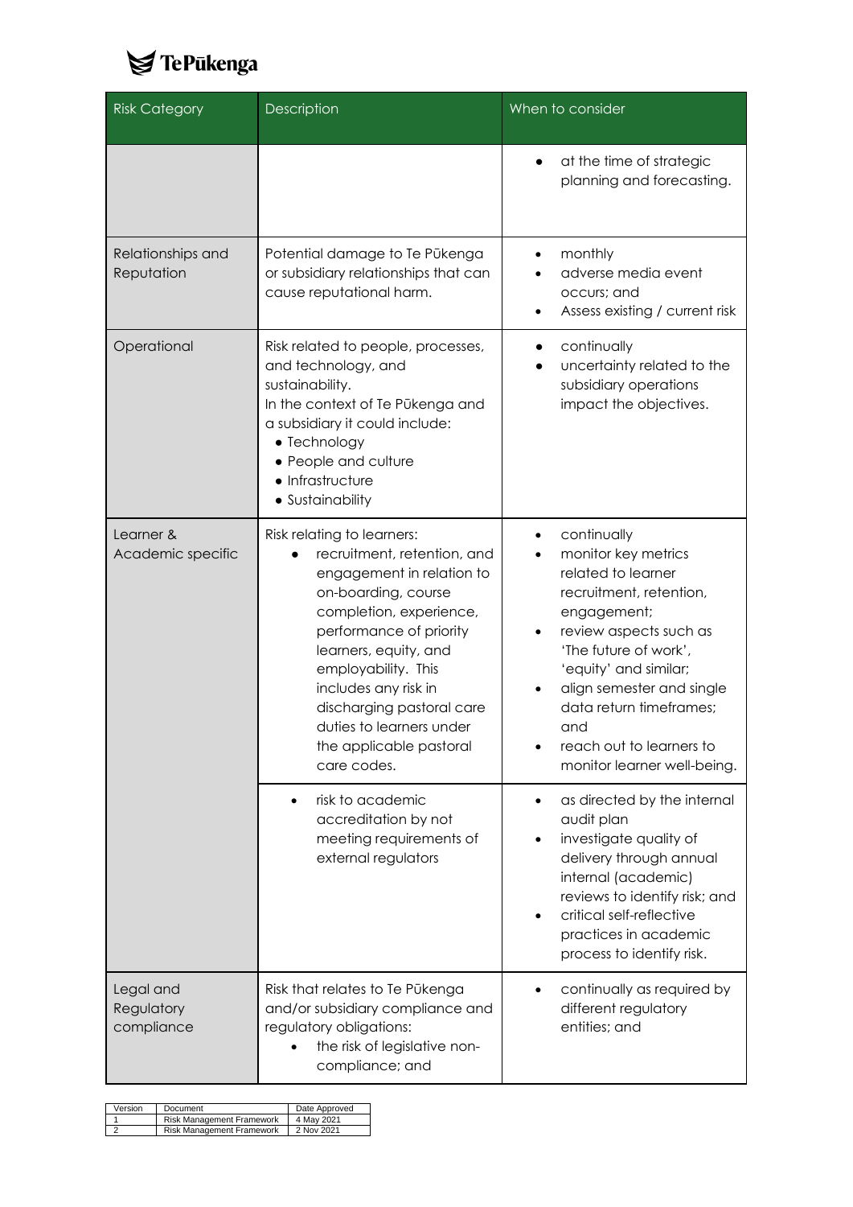| Risk Category | Description | When to consider |
|---|---|---|
| | | • at the time of strategic planning and forecasting. |
| Relationships and Reputation | Potential damage to Te Pūkenga or subsidiary relationships that can cause reputational harm. | • monthly<br>• adverse media event occurs; and<br>• Assess existing / current risk |
| Operational | Risk related to people, processes, and technology, and sustainability.<br>In the context of Te Pūkenga and a subsidiary it could include:<br>• Technology<br>• People and culture<br>• Infrastructure<br>• Sustainability | • continually<br>• uncertainty related to the subsidiary operations impact the objectives. |
| Learner & Academic specific | Risk relating to learners:<br>• recruitment, retention, and engagement in relation to on-boarding, course completion, experience, performance of priority learners, equity, and employability. This includes any risk in discharging pastoral care duties to learners under the applicable pastoral care codes. | • continually<br>• monitor key metrics related to learner recruitment, retention, engagement;<br>• review aspects such as 'The future of work', 'equity' and similar;<br>• align semester and single data return timeframes; and<br>• reach out to learners to monitor learner well-being. |
| | • risk to academic accreditation by not meeting requirements of external regulators | • as directed by the internal audit plan<br>• investigate quality of delivery through annual internal (academic) reviews to identify risk; and<br>• critical self-reflective practices in academic process to identify risk. |
| Legal and Regulatory compliance | Risk that relates to Te Pūkenga and/or subsidiary compliance and regulatory obligations:<br>• the risk of legislative non-compliance; and | • continually as required by different regulatory entities; and |

| Version | Document | Date Approved |
|---|---|---|
| 1 | Risk Management Framework | 4 May 2021 |
| 2 | Risk Management Framework | 2 Nov 2021 |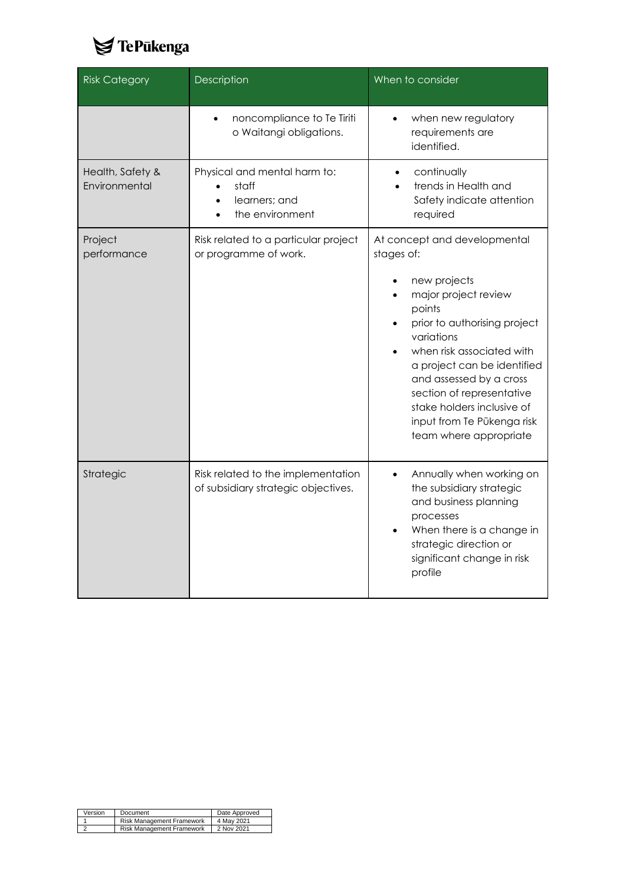| Risk Category | Description | When to consider |
|---|---|---|
| | • noncompliance to Te Tiriti o Waitangi obligations. | • when new regulatory requirements are identified. |
| Health, Safety & Environmental | Physical and mental harm to:<br>• staff<br>• learners; and<br>• the environment | • continually<br>• trends in Health and Safety indicate attention required |
| Project performance | Risk related to a particular project or programme of work. | At concept and developmental stages of:<br>• new projects<br>• major project review points<br>• prior to authorising project variations<br>• when risk associated with a project can be identified and assessed by a cross section of representative stake holders inclusive of input from Te Pūkenga risk team where appropriate |
| Strategic | Risk related to the implementation of subsidiary strategic objectives. | • Annually when working on the subsidiary strategic and business planning processes<br>• When there is a change in strategic direction or significant change in risk profile |

| Version | Document | Date Approved |
|---|---|---|
| 1 | Risk Management Framework | 4 May 2021 |
| 2 | Risk Management Framework | 2 Nov 2021 |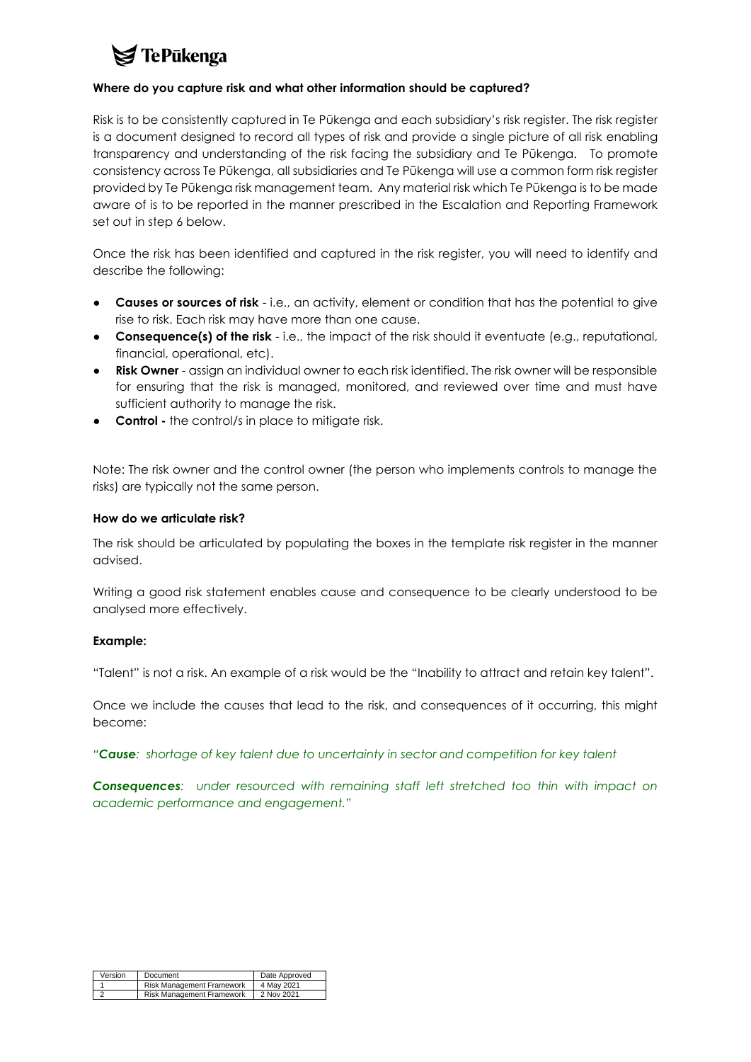### Where do you capture risk and what other information should be captured?

Risk is to be consistently captured in Te Pūkenga and each subsidiary's risk register. The risk register is a document designed to record all types of risk and provide a single picture of all risk enabling transparency and understanding of the risk facing the subsidiary and Te Pūkenga. To promote consistency across Te Pūkenga, all subsidiaries and Te Pūkenga will use a common form risk register provided by Te Pūkenga risk management team. Any material risk which Te Pūkenga is to be made aware of is to be reported in the manner prescribed in the Escalation and Reporting Framework set out in step 6 below.

Once the risk has been identified and captured in the risk register, you will need to identify and describe the following:

- **Causes or sources of risk** - i.e., an activity, element or condition that has the potential to give rise to risk. Each risk may have more than one cause.
- **Consequence(s) of the risk** - i.e., the impact of the risk should it eventuate (e.g., reputational, financial, operational, etc).
- **Risk Owner** - assign an individual owner to each risk identified. The risk owner will be responsible for ensuring that the risk is managed, monitored, and reviewed over time and must have sufficient authority to manage the risk.
- **Control -** the control/s in place to mitigate risk.

Note: The risk owner and the control owner (the person who implements controls to manage the risks) are typically not the same person.

### How do we articulate risk?

The risk should be articulated by populating the boxes in the template risk register in the manner advised.

Writing a good risk statement enables cause and consequence to be clearly understood to be analysed more effectively.

### Example:

"Talent" is not a risk. An example of a risk would be the "Inability to attract and retain key talent".

Once we include the causes that lead to the risk, and consequences of it occurring, this might become:

*"**Cause**: shortage of key talent due to uncertainty in sector and competition for key talent*

***Consequences**: under resourced with remaining staff left stretched too thin with impact on academic performance and engagement."*

| Version | Document | Date Approved |
|---|---|---|
| 1 | Risk Management Framework | 4 May 2021 |
| 2 | Risk Management Framework | 2 Nov 2021 |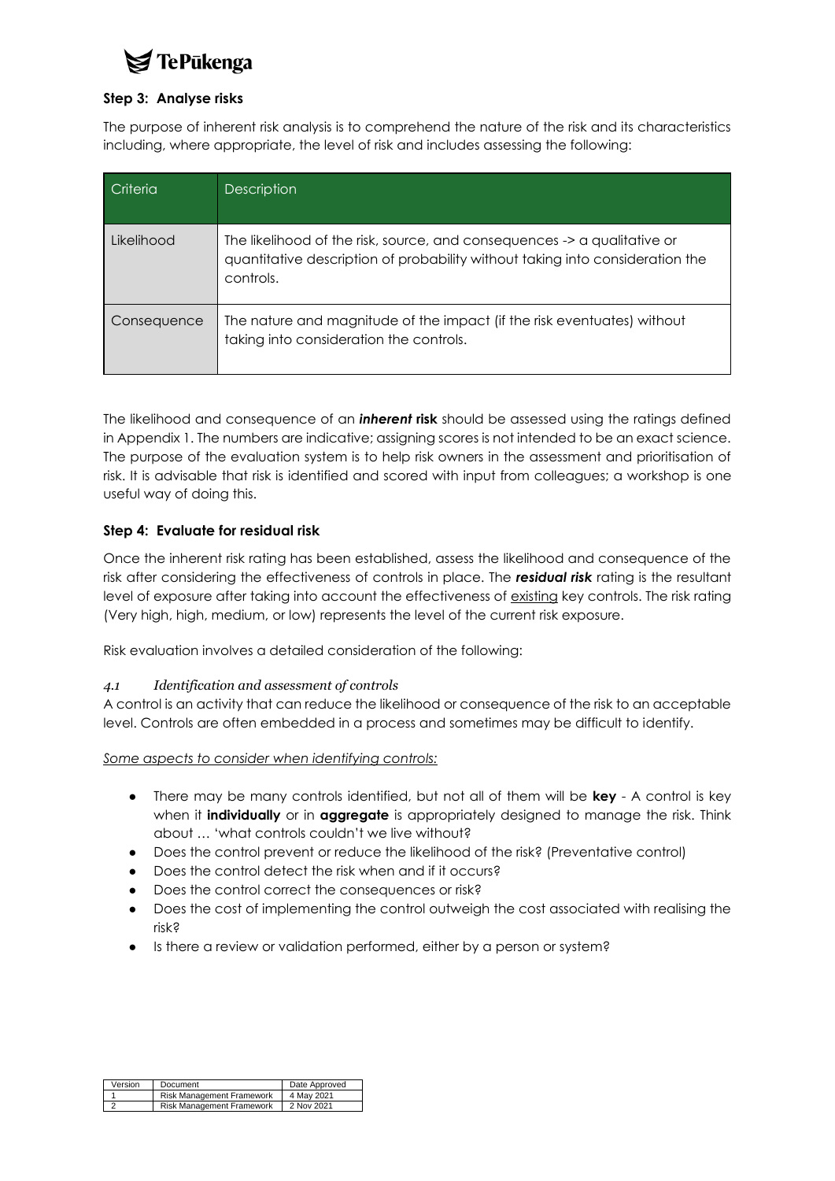### Step 3: Analyse risks

The purpose of inherent risk analysis is to comprehend the nature of the risk and its characteristics including, where appropriate, the level of risk and includes assessing the following:

| Criteria | Description |
|---|---|
| Likelihood | The likelihood of the risk, source, and consequences -> a qualitative or quantitative description of probability without taking into consideration the controls. |
| Consequence | The nature and magnitude of the impact (if the risk eventuates) without taking into consideration the controls. |

The likelihood and consequence of an ***inherent* risk** should be assessed using the ratings defined in Appendix 1. The numbers are indicative; assigning scores is not intended to be an exact science. The purpose of the evaluation system is to help risk owners in the assessment and prioritisation of risk. It is advisable that risk is identified and scored with input from colleagues; a workshop is one useful way of doing this.

### Step 4: Evaluate for residual risk

Once the inherent risk rating has been established, assess the likelihood and consequence of the risk after considering the effectiveness of controls in place. The ***residual risk*** rating is the resultant level of exposure after taking into account the effectiveness of existing key controls. The risk rating (Very high, high, medium, or low) represents the level of the current risk exposure.

Risk evaluation involves a detailed consideration of the following:

*4.1 Identification and assessment of controls*

A control is an activity that can reduce the likelihood or consequence of the risk to an acceptable level. Controls are often embedded in a process and sometimes may be difficult to identify.

*Some aspects to consider when identifying controls:*

- There may be many controls identified, but not all of them will be **key** - A control is key when it **individually** or in **aggregate** is appropriately designed to manage the risk. Think about … 'what controls couldn't we live without?
- Does the control prevent or reduce the likelihood of the risk? (Preventative control)
- Does the control detect the risk when and if it occurs?
- Does the control correct the consequences or risk?
- Does the cost of implementing the control outweigh the cost associated with realising the risk?
- Is there a review or validation performed, either by a person or system?

| Version | Document | Date Approved |
|---|---|---|
| 1 | Risk Management Framework | 4 May 2021 |
| 2 | Risk Management Framework | 2 Nov 2021 |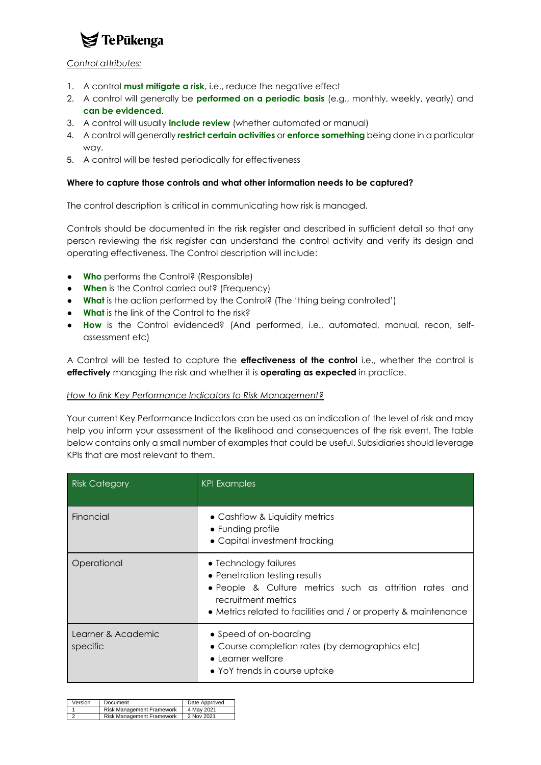*Control attributes:*

1. A control **must mitigate a risk**, i.e., reduce the negative effect
2. A control will generally be **performed on a periodic basis** (e.g., monthly, weekly, yearly) and **can be evidenced**.
3. A control will usually **include review** (whether automated or manual)
4. A control will generally **restrict certain activities** or **enforce something** being done in a particular way.
5. A control will be tested periodically for effectiveness

**Where to capture those controls and what other information needs to be captured?**

The control description is critical in communicating how risk is managed.

Controls should be documented in the risk register and described in sufficient detail so that any person reviewing the risk register can understand the control activity and verify its design and operating effectiveness. The Control description will include:

- **Who** performs the Control? (Responsible)
- **When** is the Control carried out? (Frequency)
- **What** is the action performed by the Control? (The 'thing being controlled')
- **What** is the link of the Control to the risk?
- **How** is the Control evidenced? (And performed, i.e., automated, manual, recon, self-assessment etc)

A Control will be tested to capture the **effectiveness of the control** i.e., whether the control is **effectively** managing the risk and whether it is **operating as expected** in practice.

*How to link Key Performance Indicators to Risk Management?*

Your current Key Performance Indicators can be used as an indication of the level of risk and may help you inform your assessment of the likelihood and consequences of the risk event. The table below contains only a small number of examples that could be useful. Subsidiaries should leverage KPIs that are most relevant to them.

| Risk Category | KPI Examples |
|---|---|
| Financial | • Cashflow & Liquidity metrics<br>• Funding profile<br>• Capital investment tracking |
| Operational | • Technology failures<br>• Penetration testing results<br>• People & Culture metrics such as attrition rates and recruitment metrics<br>• Metrics related to facilities and / or property & maintenance |
| Learner & Academic specific | • Speed of on-boarding<br>• Course completion rates (by demographics etc)<br>• Learner welfare<br>• YoY trends in course uptake |

| Version | Document | Date Approved |
|---|---|---|
| 1 | Risk Management Framework | 4 May 2021 |
| 2 | Risk Management Framework | 2 Nov 2021 |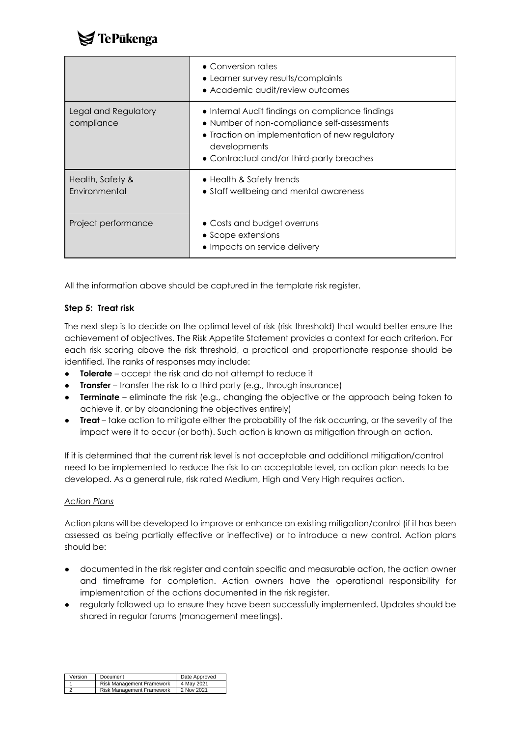| | |
|---|---|
| | • Conversion rates<br>• Learner survey results/complaints<br>• Academic audit/review outcomes |
| Legal and Regulatory compliance | • Internal Audit findings on compliance findings<br>• Number of non-compliance self-assessments<br>• Traction on implementation of new regulatory developments<br>• Contractual and/or third-party breaches |
| Health, Safety & Environmental | • Health & Safety trends<br>• Staff wellbeing and mental awareness |
| Project performance | • Costs and budget overruns<br>• Scope extensions<br>• Impacts on service delivery |

All the information above should be captured in the template risk register.

**Step 5: Treat risk**

The next step is to decide on the optimal level of risk (risk threshold) that would better ensure the achievement of objectives. The Risk Appetite Statement provides a context for each criterion. For each risk scoring above the risk threshold, a practical and proportionate response should be identified. The ranks of responses may include:

- **Tolerate** – accept the risk and do not attempt to reduce it
- **Transfer** – transfer the risk to a third party (e.g., through insurance)
- **Terminate** – eliminate the risk (e.g., changing the objective or the approach being taken to achieve it, or by abandoning the objectives entirely)
- **Treat** – take action to mitigate either the probability of the risk occurring, or the severity of the impact were it to occur (or both). Such action is known as mitigation through an action.

If it is determined that the current risk level is not acceptable and additional mitigation/control need to be implemented to reduce the risk to an acceptable level, an action plan needs to be developed. As a general rule, risk rated Medium, High and Very High requires action.

*Action Plans*

Action plans will be developed to improve or enhance an existing mitigation/control (if it has been assessed as being partially effective or ineffective) or to introduce a new control. Action plans should be:

- documented in the risk register and contain specific and measurable action, the action owner and timeframe for completion. Action owners have the operational responsibility for implementation of the actions documented in the risk register.
- regularly followed up to ensure they have been successfully implemented. Updates should be shared in regular forums (management meetings).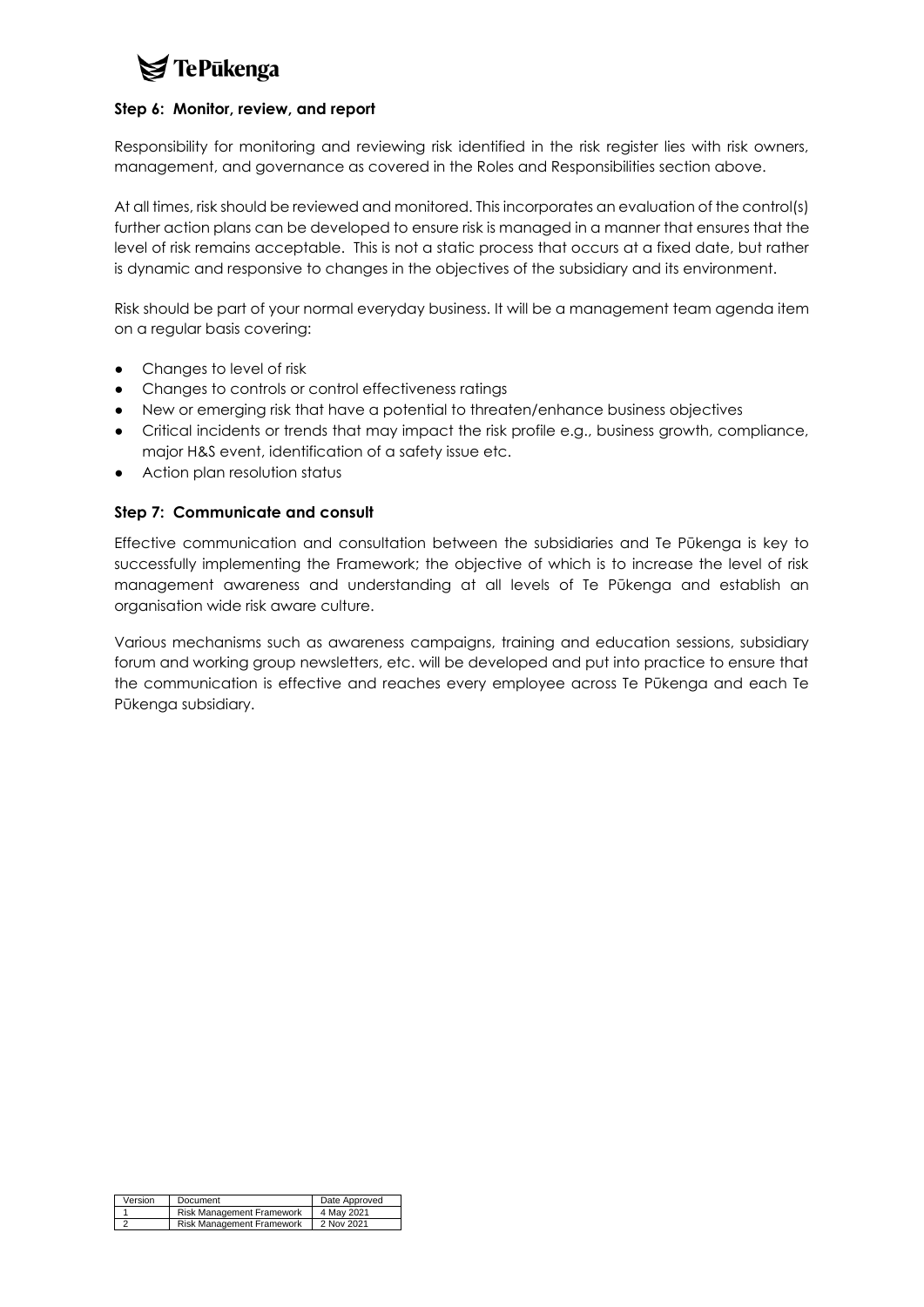### Step 6: Monitor, review, and report

Responsibility for monitoring and reviewing risk identified in the risk register lies with risk owners, management, and governance as covered in the Roles and Responsibilities section above.

At all times, risk should be reviewed and monitored. This incorporates an evaluation of the control(s) further action plans can be developed to ensure risk is managed in a manner that ensures that the level of risk remains acceptable. This is not a static process that occurs at a fixed date, but rather is dynamic and responsive to changes in the objectives of the subsidiary and its environment.

Risk should be part of your normal everyday business. It will be a management team agenda item on a regular basis covering:

- Changes to level of risk
- Changes to controls or control effectiveness ratings
- New or emerging risk that have a potential to threaten/enhance business objectives
- Critical incidents or trends that may impact the risk profile e.g., business growth, compliance, major H&S event, identification of a safety issue etc.
- Action plan resolution status

### Step 7: Communicate and consult

Effective communication and consultation between the subsidiaries and Te Pūkenga is key to successfully implementing the Framework; the objective of which is to increase the level of risk management awareness and understanding at all levels of Te Pūkenga and establish an organisation wide risk aware culture.

Various mechanisms such as awareness campaigns, training and education sessions, subsidiary forum and working group newsletters, etc. will be developed and put into practice to ensure that the communication is effective and reaches every employee across Te Pūkenga and each Te Pūkenga subsidiary.

| Version | Document | Date Approved |
|---|---|---|
| 1 | Risk Management Framework | 4 May 2021 |
| 2 | Risk Management Framework | 2 Nov 2021 |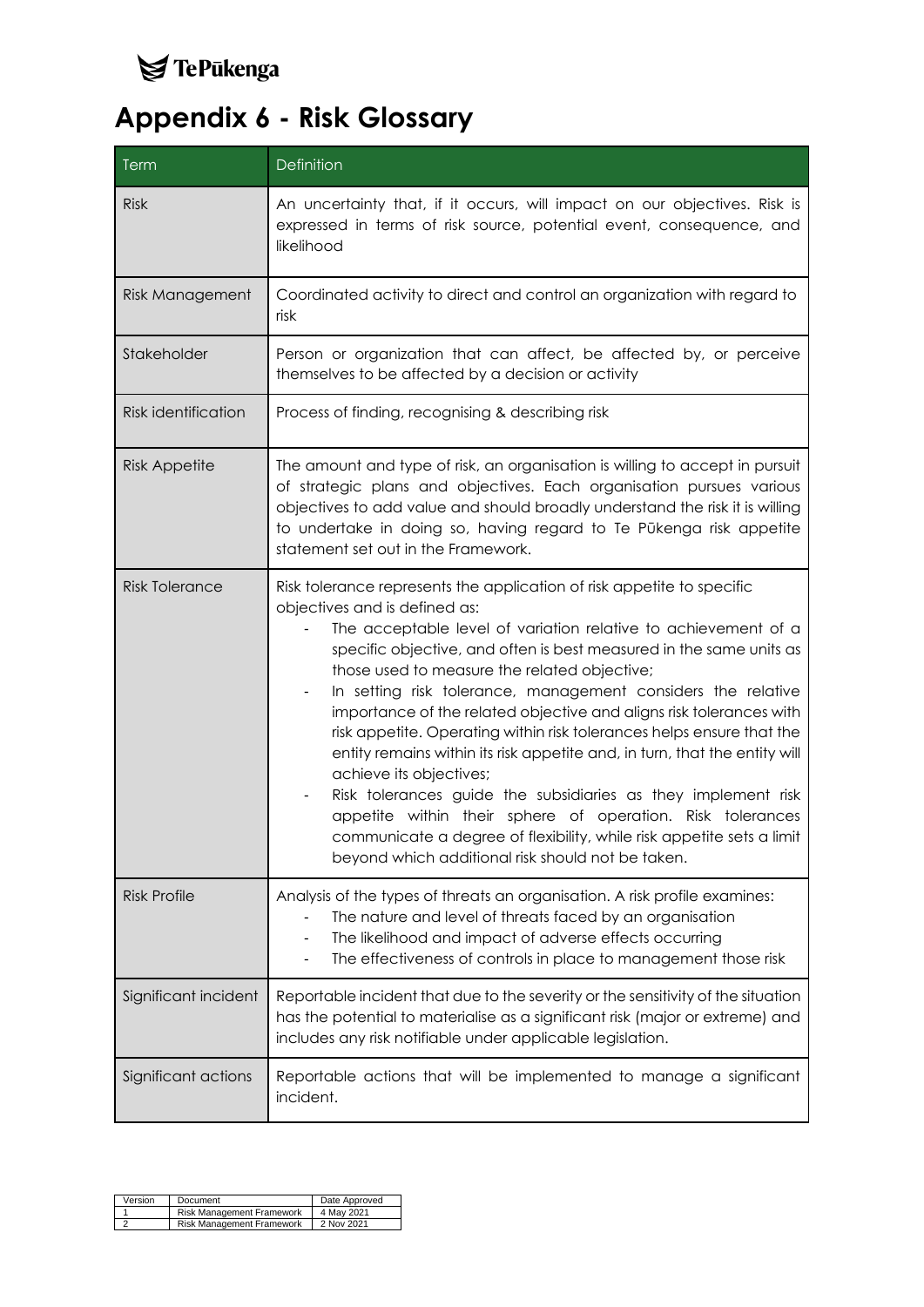# Appendix 6 - Risk Glossary

| Term | Definition |
|---|---|
| Risk | An uncertainty that, if it occurs, will impact on our objectives. Risk is expressed in terms of risk source, potential event, consequence, and likelihood |
| Risk Management | Coordinated activity to direct and control an organization with regard to risk |
| Stakeholder | Person or organization that can affect, be affected by, or perceive themselves to be affected by a decision or activity |
| Risk identification | Process of finding, recognising & describing risk |
| Risk Appetite | The amount and type of risk, an organisation is willing to accept in pursuit of strategic plans and objectives. Each organisation pursues various objectives to add value and should broadly understand the risk it is willing to undertake in doing so, having regard to Te Pūkenga risk appetite statement set out in the Framework. |
| Risk Tolerance | Risk tolerance represents the application of risk appetite to specific objectives and is defined as:<br>- The acceptable level of variation relative to achievement of a specific objective, and often is best measured in the same units as those used to measure the related objective;<br>- In setting risk tolerance, management considers the relative importance of the related objective and aligns risk tolerances with risk appetite. Operating within risk tolerances helps ensure that the entity remains within its risk appetite and, in turn, that the entity will achieve its objectives;<br>- Risk tolerances guide the subsidiaries as they implement risk appetite within their sphere of operation. Risk tolerances communicate a degree of flexibility, while risk appetite sets a limit beyond which additional risk should not be taken. |
| Risk Profile | Analysis of the types of threats an organisation. A risk profile examines:<br>- The nature and level of threats faced by an organisation<br>- The likelihood and impact of adverse effects occurring<br>- The effectiveness of controls in place to management those risk |
| Significant incident | Reportable incident that due to the severity or the sensitivity of the situation has the potential to materialise as a significant risk (major or extreme) and includes any risk notifiable under applicable legislation. |
| Significant actions | Reportable actions that will be implemented to manage a significant incident. |

| Version | Document | Date Approved |
|---|---|---|
| 1 | Risk Management Framework | 4 May 2021 |
| 2 | Risk Management Framework | 2 Nov 2021 |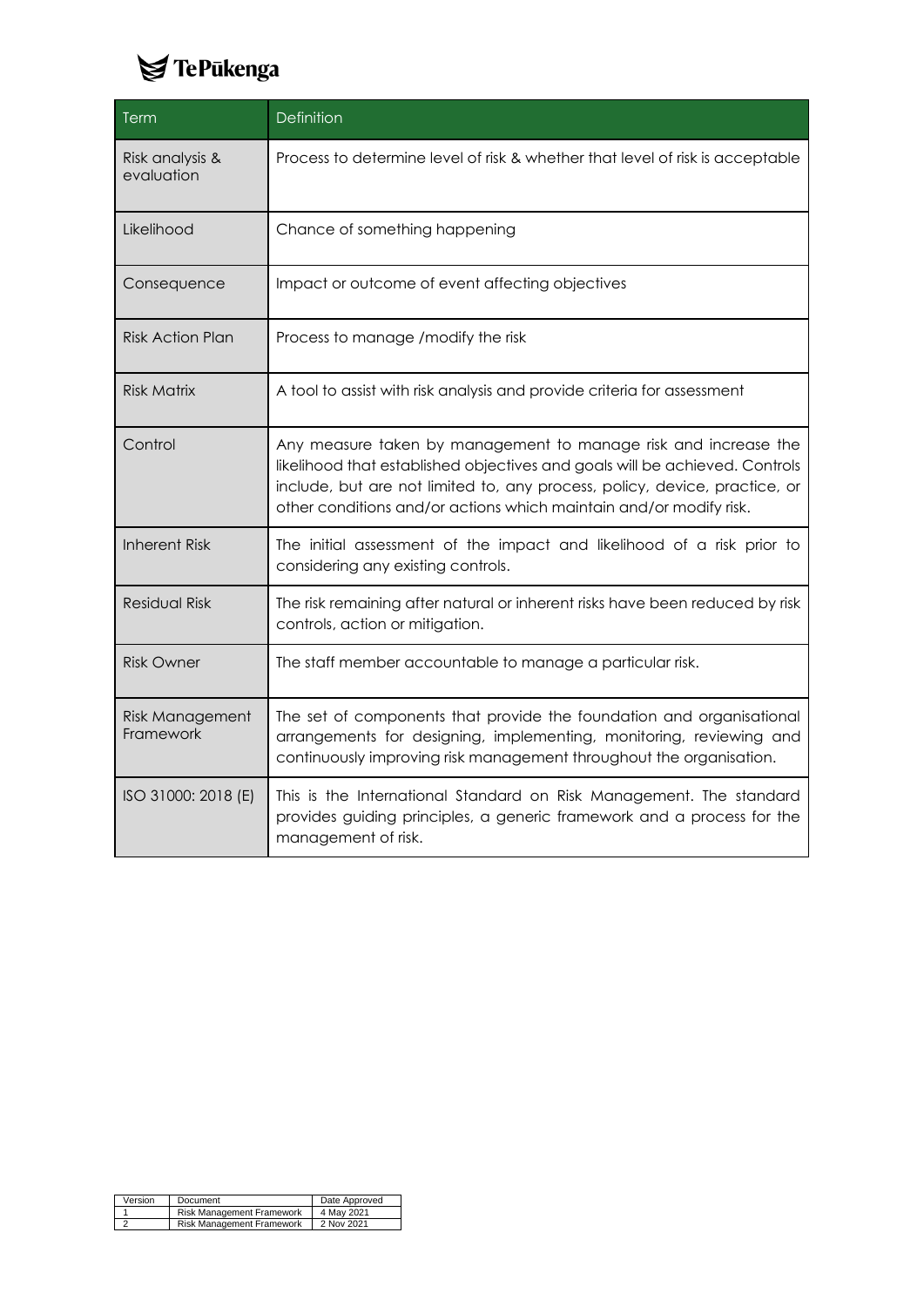| Term | Definition |
|---|---|
| Risk analysis & evaluation | Process to determine level of risk & whether that level of risk is acceptable |
| Likelihood | Chance of something happening |
| Consequence | Impact or outcome of event affecting objectives |
| Risk Action Plan | Process to manage /modify the risk |
| Risk Matrix | A tool to assist with risk analysis and provide criteria for assessment |
| Control | Any measure taken by management to manage risk and increase the likelihood that established objectives and goals will be achieved. Controls include, but are not limited to, any process, policy, device, practice, or other conditions and/or actions which maintain and/or modify risk. |
| Inherent Risk | The initial assessment of the impact and likelihood of a risk prior to considering any existing controls. |
| Residual Risk | The risk remaining after natural or inherent risks have been reduced by risk controls, action or mitigation. |
| Risk Owner | The staff member accountable to manage a particular risk. |
| Risk Management Framework | The set of components that provide the foundation and organisational arrangements for designing, implementing, monitoring, reviewing and continuously improving risk management throughout the organisation. |
| ISO 31000: 2018 (E) | This is the International Standard on Risk Management. The standard provides guiding principles, a generic framework and a process for the management of risk. |

| Version | Document | Date Approved |
|---|---|---|
| 1 | Risk Management Framework | 4 May 2021 |
| 2 | Risk Management Framework | 2 Nov 2021 |